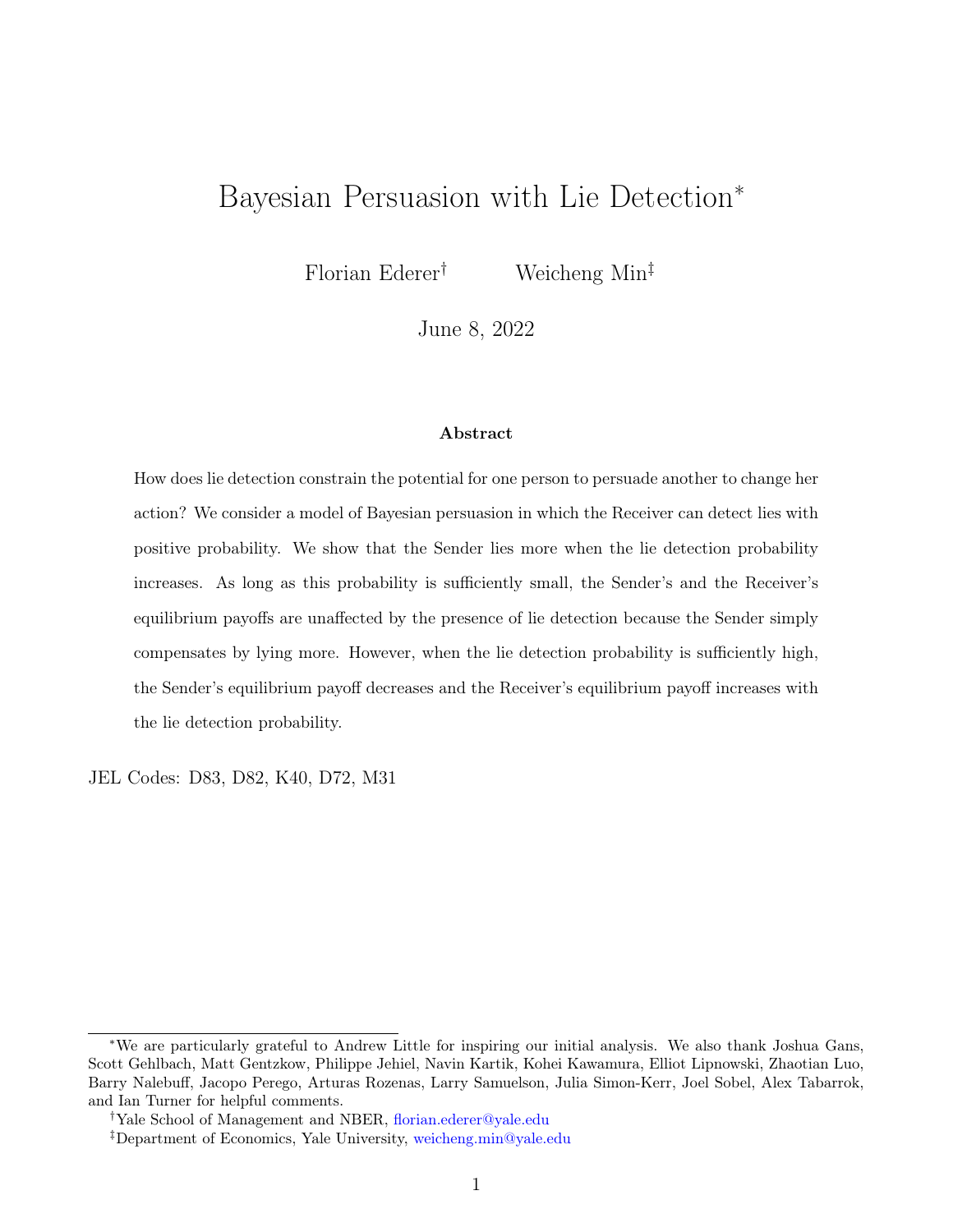# Bayesian Persuasion with Lie Detection*

Florian Ederer† Weicheng Min‡

June 8, 2022

### Abstract

How does lie detection constrain the potential for one person to persuade another to change her action? We consider a model of Bayesian persuasion in which the Receiver can detect lies with positive probability. We show that the Sender lies more when the lie detection probability increases. As long as this probability is sufficiently small, the Sender's and the Receiver's equilibrium payoffs are unaffected by the presence of lie detection because the Sender simply compensates by lying more. However, when the lie detection probability is sufficiently high, the Sender's equilibrium payoff decreases and the Receiver's equilibrium payoff increases with the lie detection probability.

JEL Codes: D83, D82, K40, D72, M31

---

*We are particularly grateful to Andrew Little for inspiring our initial analysis. We also thank Joshua Gans, Scott Gehlbach, Matt Gentzkow, Philippe Jehiel, Navin Kartik, Kohei Kawamura, Elliot Lipnowski, Zhaotian Luo, Barry Nalebuff, Jacopo Perego, Arturas Rozenas, Larry Samuelson, Julia Simon-Kerr, Joel Sobel, Alex Tabarrok, and Ian Turner for helpful comments.

†Yale School of Management and NBER, florian.ederer@yale.edu

‡Department of Economics, Yale University, weicheng.min@yale.edu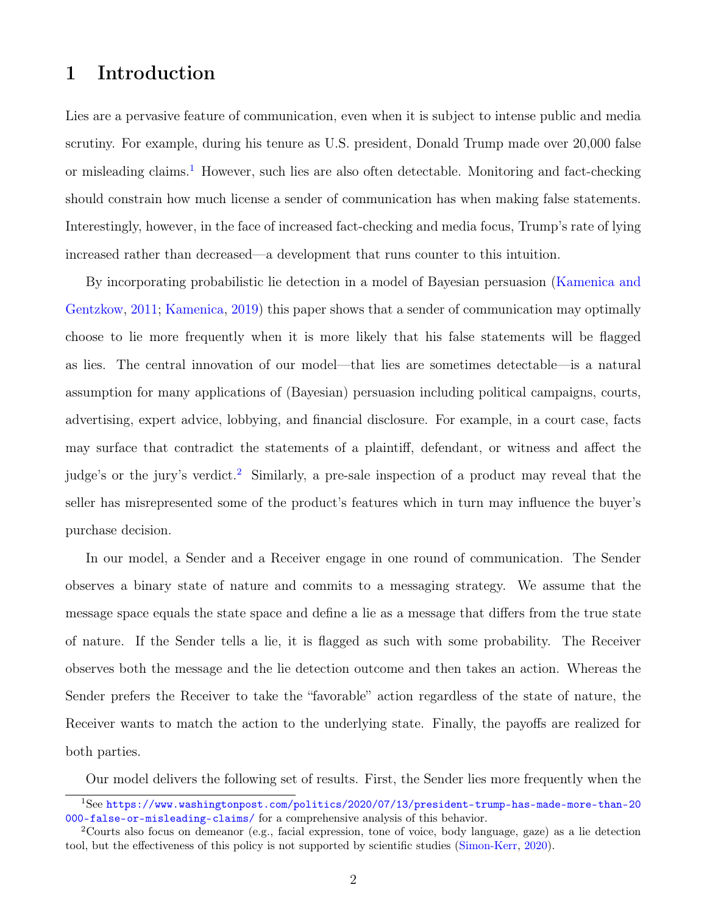# 1 Introduction

Lies are a pervasive feature of communication, even when it is subject to intense public and media scrutiny. For example, during his tenure as U.S. president, Donald Trump made over 20,000 false or misleading claims.[1] However, such lies are also often detectable. Monitoring and fact-checking should constrain how much license a sender of communication has when making false statements. Interestingly, however, in the face of increased fact-checking and media focus, Trump's rate of lying increased rather than decreased—a development that runs counter to this intuition.

By incorporating probabilistic lie detection in a model of Bayesian persuasion (Kamenica and Gentzkow, 2011; Kamenica, 2019) this paper shows that a sender of communication may optimally choose to lie more frequently when it is more likely that his false statements will be flagged as lies. The central innovation of our model—that lies are sometimes detectable—is a natural assumption for many applications of (Bayesian) persuasion including political campaigns, courts, advertising, expert advice, lobbying, and financial disclosure. For example, in a court case, facts may surface that contradict the statements of a plaintiff, defendant, or witness and affect the judge's or the jury's verdict.[2] Similarly, a pre-sale inspection of a product may reveal that the seller has misrepresented some of the product's features which in turn may influence the buyer's purchase decision.

In our model, a Sender and a Receiver engage in one round of communication. The Sender observes a binary state of nature and commits to a messaging strategy. We assume that the message space equals the state space and define a lie as a message that differs from the true state of nature. If the Sender tells a lie, it is flagged as such with some probability. The Receiver observes both the message and the lie detection outcome and then takes an action. Whereas the Sender prefers the Receiver to take the "favorable" action regardless of the state of nature, the Receiver wants to match the action to the underlying state. Finally, the payoffs are realized for both parties.

Our model delivers the following set of results. First, the Sender lies more frequently when the

[1] See https://www.washingtonpost.com/politics/2020/07/13/president-trump-has-made-more-than-20000-false-or-misleading-claims/ for a comprehensive analysis of this behavior.

[2] Courts also focus on demeanor (e.g., facial expression, tone of voice, body language, gaze) as a lie detection tool, but the effectiveness of this policy is not supported by scientific studies (Simon-Kerr, 2020).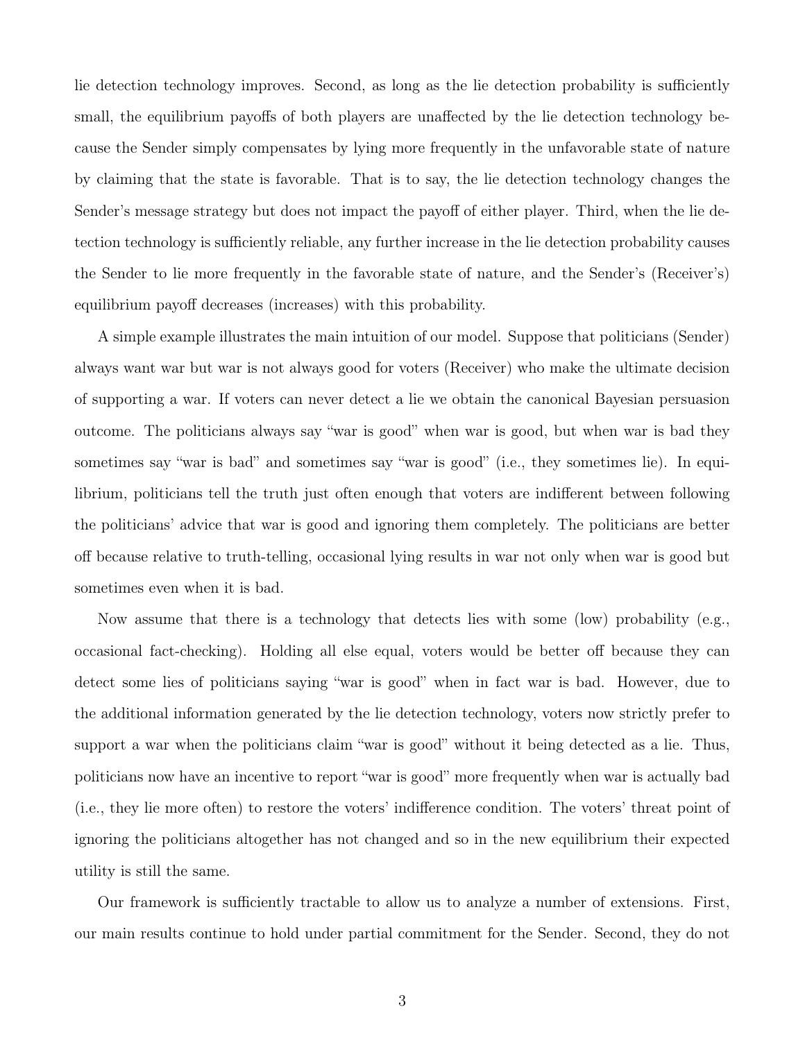lie detection technology improves. Second, as long as the lie detection probability is sufficiently small, the equilibrium payoffs of both players are unaffected by the lie detection technology because the Sender simply compensates by lying more frequently in the unfavorable state of nature by claiming that the state is favorable. That is to say, the lie detection technology changes the Sender's message strategy but does not impact the payoff of either player. Third, when the lie detection technology is sufficiently reliable, any further increase in the lie detection probability causes the Sender to lie more frequently in the favorable state of nature, and the Sender's (Receiver's) equilibrium payoff decreases (increases) with this probability.

A simple example illustrates the main intuition of our model. Suppose that politicians (Sender) always want war but war is not always good for voters (Receiver) who make the ultimate decision of supporting a war. If voters can never detect a lie we obtain the canonical Bayesian persuasion outcome. The politicians always say "war is good" when war is good, but when war is bad they sometimes say "war is bad" and sometimes say "war is good" (i.e., they sometimes lie). In equilibrium, politicians tell the truth just often enough that voters are indifferent between following the politicians' advice that war is good and ignoring them completely. The politicians are better off because relative to truth-telling, occasional lying results in war not only when war is good but sometimes even when it is bad.

Now assume that there is a technology that detects lies with some (low) probability (e.g., occasional fact-checking). Holding all else equal, voters would be better off because they can detect some lies of politicians saying "war is good" when in fact war is bad. However, due to the additional information generated by the lie detection technology, voters now strictly prefer to support a war when the politicians claim "war is good" without it being detected as a lie. Thus, politicians now have an incentive to report "war is good" more frequently when war is actually bad (i.e., they lie more often) to restore the voters' indifference condition. The voters' threat point of ignoring the politicians altogether has not changed and so in the new equilibrium their expected utility is still the same.

Our framework is sufficiently tractable to allow us to analyze a number of extensions. First, our main results continue to hold under partial commitment for the Sender. Second, they do not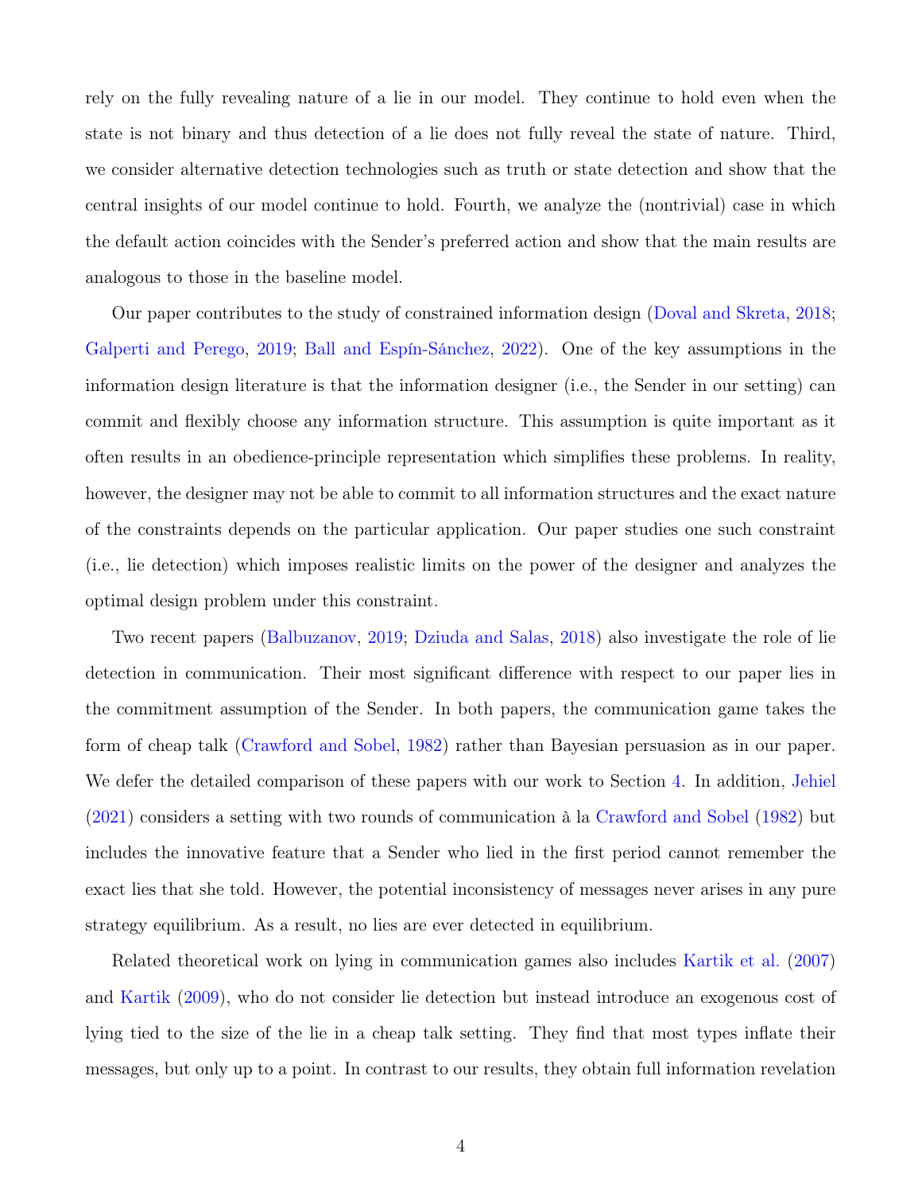rely on the fully revealing nature of a lie in our model. They continue to hold even when the state is not binary and thus detection of a lie does not fully reveal the state of nature. Third, we consider alternative detection technologies such as truth or state detection and show that the central insights of our model continue to hold. Fourth, we analyze the (nontrivial) case in which the default action coincides with the Sender's preferred action and show that the main results are analogous to those in the baseline model.

Our paper contributes to the study of constrained information design (Doval and Skreta, 2018; Galperti and Perego, 2019; Ball and Espín-Sánchez, 2022). One of the key assumptions in the information design literature is that the information designer (i.e., the Sender in our setting) can commit and flexibly choose any information structure. This assumption is quite important as it often results in an obedience-principle representation which simplifies these problems. In reality, however, the designer may not be able to commit to all information structures and the exact nature of the constraints depends on the particular application. Our paper studies one such constraint (i.e., lie detection) which imposes realistic limits on the power of the designer and analyzes the optimal design problem under this constraint.

Two recent papers (Balbuzanov, 2019; Dziuda and Salas, 2018) also investigate the role of lie detection in communication. Their most significant difference with respect to our paper lies in the commitment assumption of the Sender. In both papers, the communication game takes the form of cheap talk (Crawford and Sobel, 1982) rather than Bayesian persuasion as in our paper. We defer the detailed comparison of these papers with our work to Section 4. In addition, Jehiel (2021) considers a setting with two rounds of communication à la Crawford and Sobel (1982) but includes the innovative feature that a Sender who lied in the first period cannot remember the exact lies that she told. However, the potential inconsistency of messages never arises in any pure strategy equilibrium. As a result, no lies are ever detected in equilibrium.

Related theoretical work on lying in communication games also includes Kartik et al. (2007) and Kartik (2009), who do not consider lie detection but instead introduce an exogenous cost of lying tied to the size of the lie in a cheap talk setting. They find that most types inflate their messages, but only up to a point. In contrast to our results, they obtain full information revelation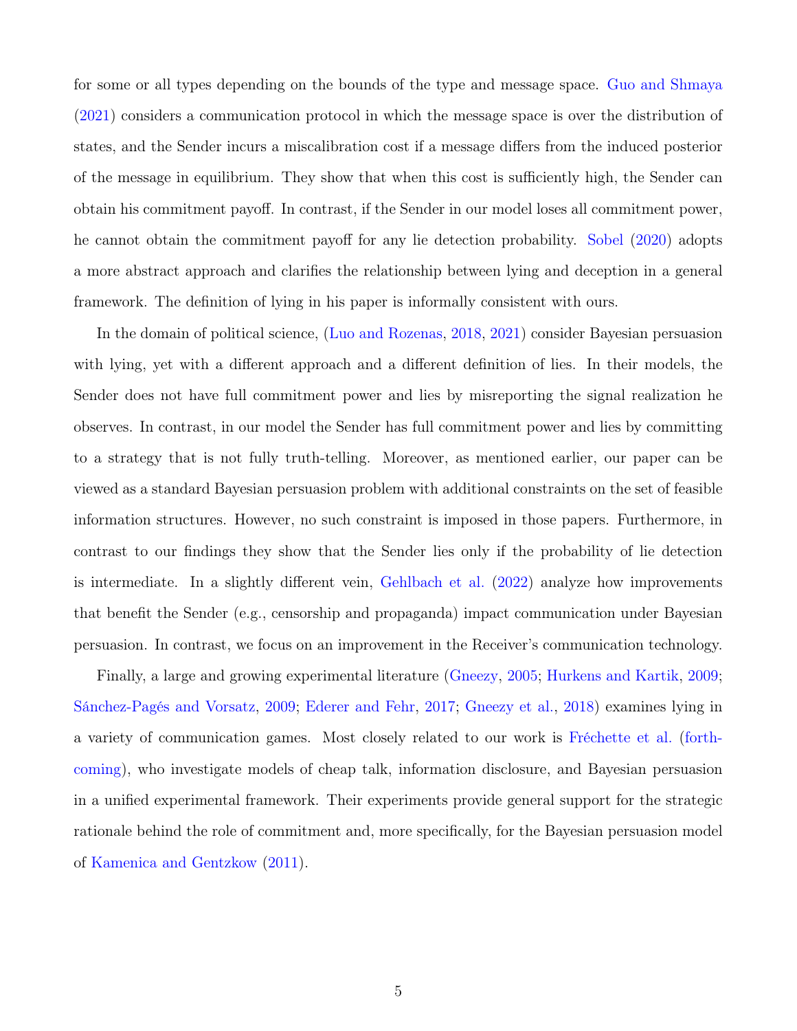for some or all types depending on the bounds of the type and message space. Guo and Shmaya (2021) considers a communication protocol in which the message space is over the distribution of states, and the Sender incurs a miscalibration cost if a message differs from the induced posterior of the message in equilibrium. They show that when this cost is sufficiently high, the Sender can obtain his commitment payoff. In contrast, if the Sender in our model loses all commitment power, he cannot obtain the commitment payoff for any lie detection probability. Sobel (2020) adopts a more abstract approach and clarifies the relationship between lying and deception in a general framework. The definition of lying in his paper is informally consistent with ours.

In the domain of political science, (Luo and Rozenas, 2018, 2021) consider Bayesian persuasion with lying, yet with a different approach and a different definition of lies. In their models, the Sender does not have full commitment power and lies by misreporting the signal realization he observes. In contrast, in our model the Sender has full commitment power and lies by committing to a strategy that is not fully truth-telling. Moreover, as mentioned earlier, our paper can be viewed as a standard Bayesian persuasion problem with additional constraints on the set of feasible information structures. However, no such constraint is imposed in those papers. Furthermore, in contrast to our findings they show that the Sender lies only if the probability of lie detection is intermediate. In a slightly different vein, Gehlbach et al. (2022) analyze how improvements that benefit the Sender (e.g., censorship and propaganda) impact communication under Bayesian persuasion. In contrast, we focus on an improvement in the Receiver's communication technology.

Finally, a large and growing experimental literature (Gneezy, 2005; Hurkens and Kartik, 2009; Sánchez-Pagés and Vorsatz, 2009; Ederer and Fehr, 2017; Gneezy et al., 2018) examines lying in a variety of communication games. Most closely related to our work is Fréchette et al. (forthcoming), who investigate models of cheap talk, information disclosure, and Bayesian persuasion in a unified experimental framework. Their experiments provide general support for the strategic rationale behind the role of commitment and, more specifically, for the Bayesian persuasion model of Kamenica and Gentzkow (2011).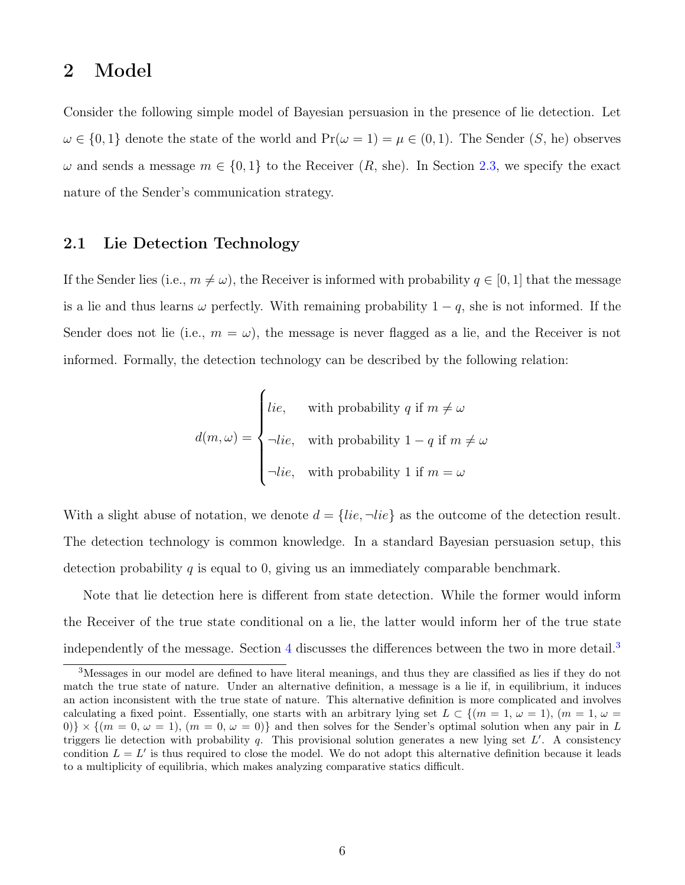# 2 Model

Consider the following simple model of Bayesian persuasion in the presence of lie detection. Let $\omega \in \{0, 1\}$ denote the state of the world and $\Pr(\omega = 1) = \mu \in (0, 1)$. The Sender ($S$, he) observes $\omega$ and sends a message $m \in \{0, 1\}$ to the Receiver ($R$, she). In Section 2.3, we specify the exact nature of the Sender's communication strategy.

## 2.1 Lie Detection Technology

If the Sender lies (i.e., $m \neq \omega$), the Receiver is informed with probability $q \in [0, 1]$ that the message is a lie and thus learns $\omega$ perfectly. With remaining probability $1 - q$, she is not informed. If the Sender does not lie (i.e., $m = \omega$), the message is never flagged as a lie, and the Receiver is not informed. Formally, the detection technology can be described by the following relation:

$$d(m, \omega) = \begin{cases} lie, & \text{with probability } q \text{ if } m \neq \omega \\ \neg lie, & \text{with probability } 1 - q \text{ if } m \neq \omega \\ \neg lie, & \text{with probability } 1 \text{ if } m = \omega \end{cases}$$

With a slight abuse of notation, we denote $d = \{lie, \neg lie\}$ as the outcome of the detection result. The detection technology is common knowledge. In a standard Bayesian persuasion setup, this detection probability $q$ is equal to 0, giving us an immediately comparable benchmark.

Note that lie detection here is different from state detection. While the former would inform the Receiver of the true state conditional on a lie, the latter would inform her of the true state independently of the message. Section 4 discusses the differences between the two in more detail.[3]

[3] Messages in our model are defined to have literal meanings, and thus they are classified as lies if they do not match the true state of nature. Under an alternative definition, a message is a lie if, in equilibrium, it induces an action inconsistent with the true state of nature. This alternative definition is more complicated and involves calculating a fixed point. Essentially, one starts with an arbitrary lying set $L \subset \{(m = 1, \omega = 1), (m = 1, \omega = 0)\} \times \{(m = 0, \omega = 1), (m = 0, \omega = 0)\}$ and then solves for the Sender's optimal solution when any pair in $L$ triggers lie detection with probability $q$. This provisional solution generates a new lying set $L'$. A consistency condition $L = L'$ is thus required to close the model. We do not adopt this alternative definition because it leads to a multiplicity of equilibria, which makes analyzing comparative statics difficult.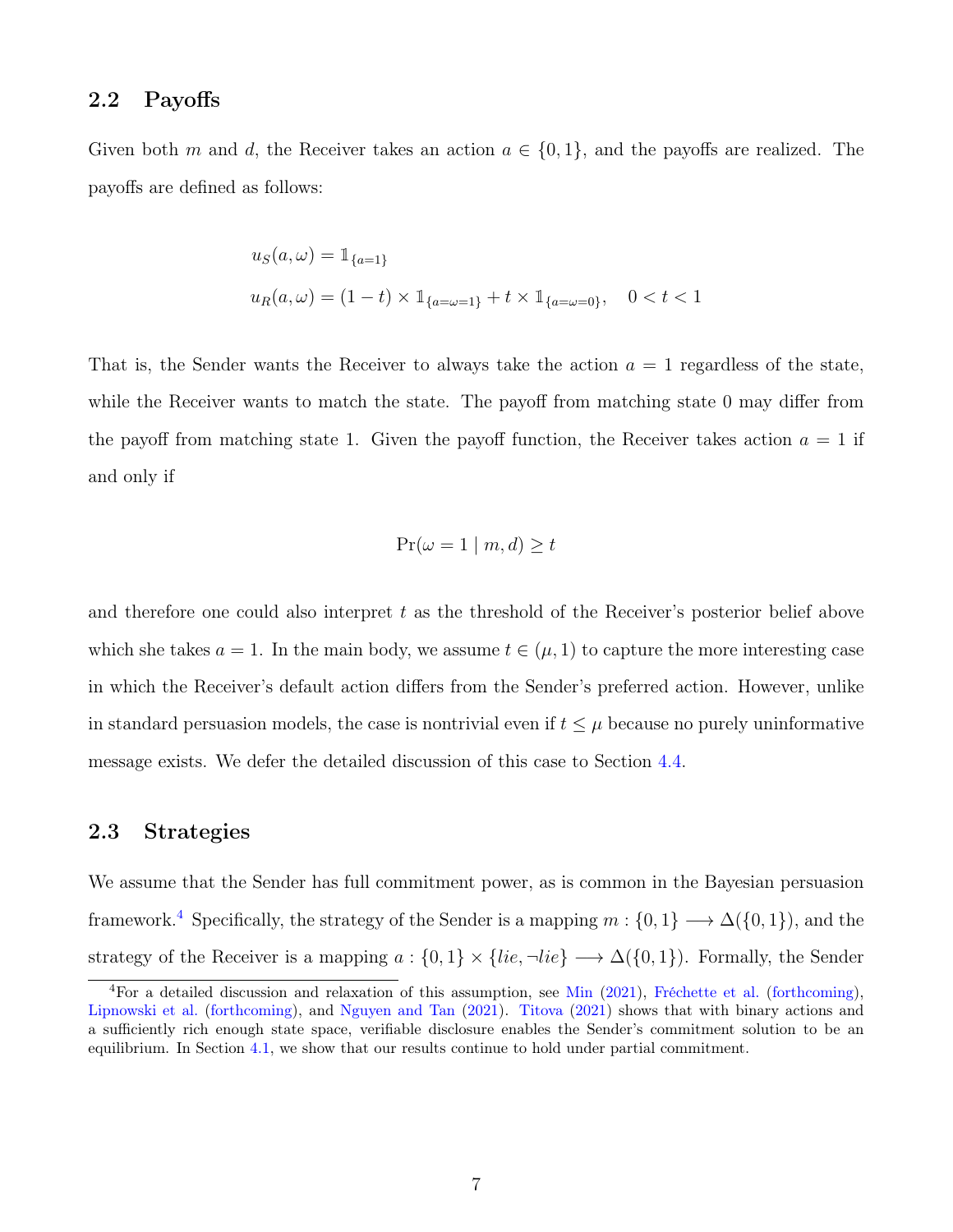## 2.2 Payoffs

Given both $m$ and $d$, the Receiver takes an action $a \in \{0, 1\}$, and the payoffs are realized. The payoffs are defined as follows:

$$u_S(a, \omega) = \mathbb{1}_{\{a=1\}}$$

$$u_R(a, \omega) = (1-t) \times \mathbb{1}_{\{a=\omega=1\}} + t \times \mathbb{1}_{\{a=\omega=0\}}, \quad 0 < t < 1$$

That is, the Sender wants the Receiver to always take the action $a = 1$ regardless of the state, while the Receiver wants to match the state. The payoff from matching state 0 may differ from the payoff from matching state 1. Given the payoff function, the Receiver takes action $a = 1$ if and only if

$$\Pr(\omega = 1 \mid m, d) \geq t$$

and therefore one could also interpret $t$ as the threshold of the Receiver's posterior belief above which she takes $a = 1$. In the main body, we assume $t \in (\mu, 1)$ to capture the more interesting case in which the Receiver's default action differs from the Sender's preferred action. However, unlike in standard persuasion models, the case is nontrivial even if $t \leq \mu$ because no purely uninformative message exists. We defer the detailed discussion of this case to Section 4.4.

## 2.3 Strategies

We assume that the Sender has full commitment power, as is common in the Bayesian persuasion framework.[4] Specifically, the strategy of the Sender is a mapping $m : \{0, 1\} \longrightarrow \Delta(\{0, 1\})$, and the strategy of the Receiver is a mapping $a : \{0, 1\} \times \{lie, \neg lie\} \longrightarrow \Delta(\{0, 1\})$. Formally, the Sender

[4] For a detailed discussion and relaxation of this assumption, see Min (2021), Fréchette et al. (forthcoming), Lipnowski et al. (forthcoming), and Nguyen and Tan (2021). Titova (2021) shows that with binary actions and a sufficiently rich enough state space, verifiable disclosure enables the Sender's commitment solution to be an equilibrium. In Section 4.1, we show that our results continue to hold under partial commitment.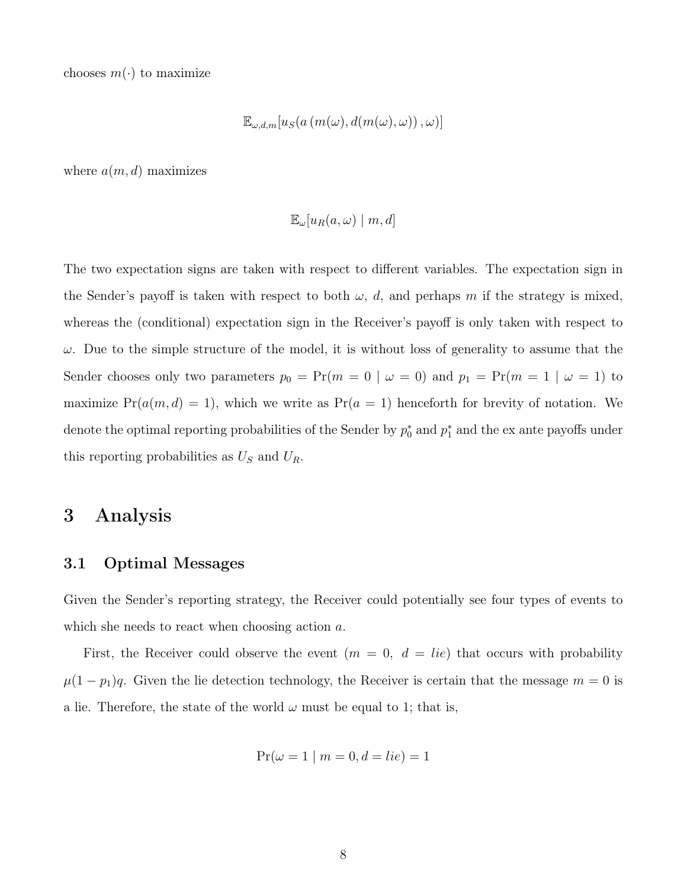chooses $m(\cdot)$ to maximize

$$\mathbb{E}_{\omega,d,m}[u_S(a\,(m(\omega), d(m(\omega), \omega))\,, \omega)]$$

where $a(m, d)$ maximizes

$$\mathbb{E}_{\omega}[u_R(a, \omega) \mid m, d]$$

The two expectation signs are taken with respect to different variables. The expectation sign in the Sender's payoff is taken with respect to both $\omega$, $d$, and perhaps $m$ if the strategy is mixed, whereas the (conditional) expectation sign in the Receiver's payoff is only taken with respect to $\omega$. Due to the simple structure of the model, it is without loss of generality to assume that the Sender chooses only two parameters $p_0 = \Pr(m = 0 \mid \omega = 0)$ and $p_1 = \Pr(m = 1 \mid \omega = 1)$ to maximize $\Pr(a(m, d) = 1)$, which we write as $\Pr(a = 1)$ henceforth for brevity of notation. We denote the optimal reporting probabilities of the Sender by $p_0^*$ and $p_1^*$ and the ex ante payoffs under this reporting probabilities as $U_S$ and $U_R$.

# 3 Analysis

## 3.1 Optimal Messages

Given the Sender's reporting strategy, the Receiver could potentially see four types of events to which she needs to react when choosing action $a$.

First, the Receiver could observe the event $(m = 0,\ d = lie)$ that occurs with probability $\mu(1 - p_1)q$. Given the lie detection technology, the Receiver is certain that the message $m = 0$ is a lie. Therefore, the state of the world $\omega$ must be equal to 1; that is,

$$\Pr(\omega = 1 \mid m = 0, d = lie) = 1$$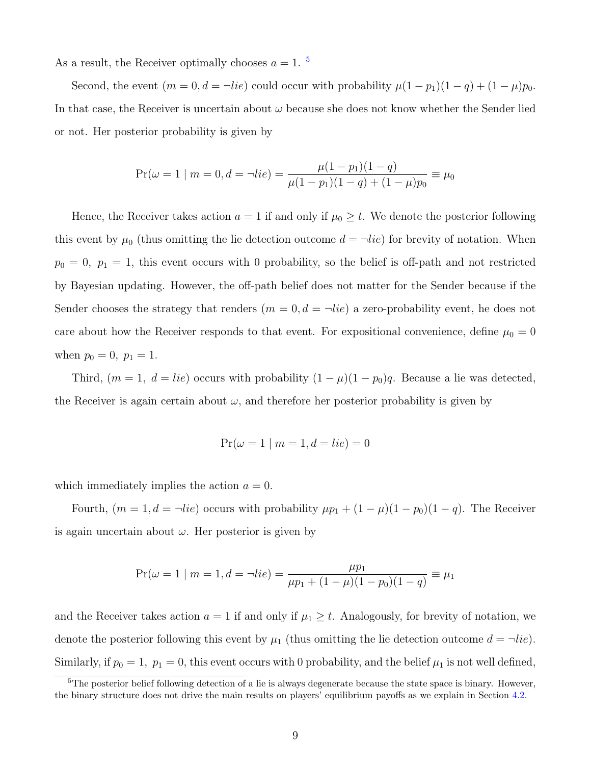As a result, the Receiver optimally chooses $a = 1$. [5]

Second, the event $(m = 0, d = \neg lie)$ could occur with probability $\mu(1 - p_1)(1 - q) + (1 - \mu)p_0$. In that case, the Receiver is uncertain about $\omega$ because she does not know whether the Sender lied or not. Her posterior probability is given by

$$\Pr(\omega = 1 \mid m = 0, d = \neg lie) = \frac{\mu(1 - p_1)(1 - q)}{\mu(1 - p_1)(1 - q) + (1 - \mu)p_0} \equiv \mu_0$$

Hence, the Receiver takes action $a = 1$ if and only if $\mu_0 \geq t$. We denote the posterior following this event by $\mu_0$ (thus omitting the lie detection outcome $d = \neg lie$) for brevity of notation. When $p_0 = 0,\ p_1 = 1$, this event occurs with 0 probability, so the belief is off-path and not restricted by Bayesian updating. However, the off-path belief does not matter for the Sender because if the Sender chooses the strategy that renders $(m = 0, d = \neg lie)$ a zero-probability event, he does not care about how the Receiver responds to that event. For expositional convenience, define $\mu_0 = 0$ when $p_0 = 0,\ p_1 = 1$.

Third, $(m = 1,\ d = lie)$ occurs with probability $(1 - \mu)(1 - p_0)q$. Because a lie was detected, the Receiver is again certain about $\omega$, and therefore her posterior probability is given by

$$\Pr(\omega = 1 \mid m = 1, d = lie) = 0$$

which immediately implies the action $a = 0$.

Fourth, $(m = 1, d = \neg lie)$ occurs with probability $\mu p_1 + (1 - \mu)(1 - p_0)(1 - q)$. The Receiver is again uncertain about $\omega$. Her posterior is given by

$$\Pr(\omega = 1 \mid m = 1, d = \neg lie) = \frac{\mu p_1}{\mu p_1 + (1 - \mu)(1 - p_0)(1 - q)} \equiv \mu_1$$

and the Receiver takes action $a = 1$ if and only if $\mu_1 \geq t$. Analogously, for brevity of notation, we denote the posterior following this event by $\mu_1$ (thus omitting the lie detection outcome $d = \neg lie$). Similarly, if $p_0 = 1,\ p_1 = 0$, this event occurs with 0 probability, and the belief $\mu_1$ is not well defined,

[5] The posterior belief following detection of a lie is always degenerate because the state space is binary. However, the binary structure does not drive the main results on players' equilibrium payoffs as we explain in Section 4.2.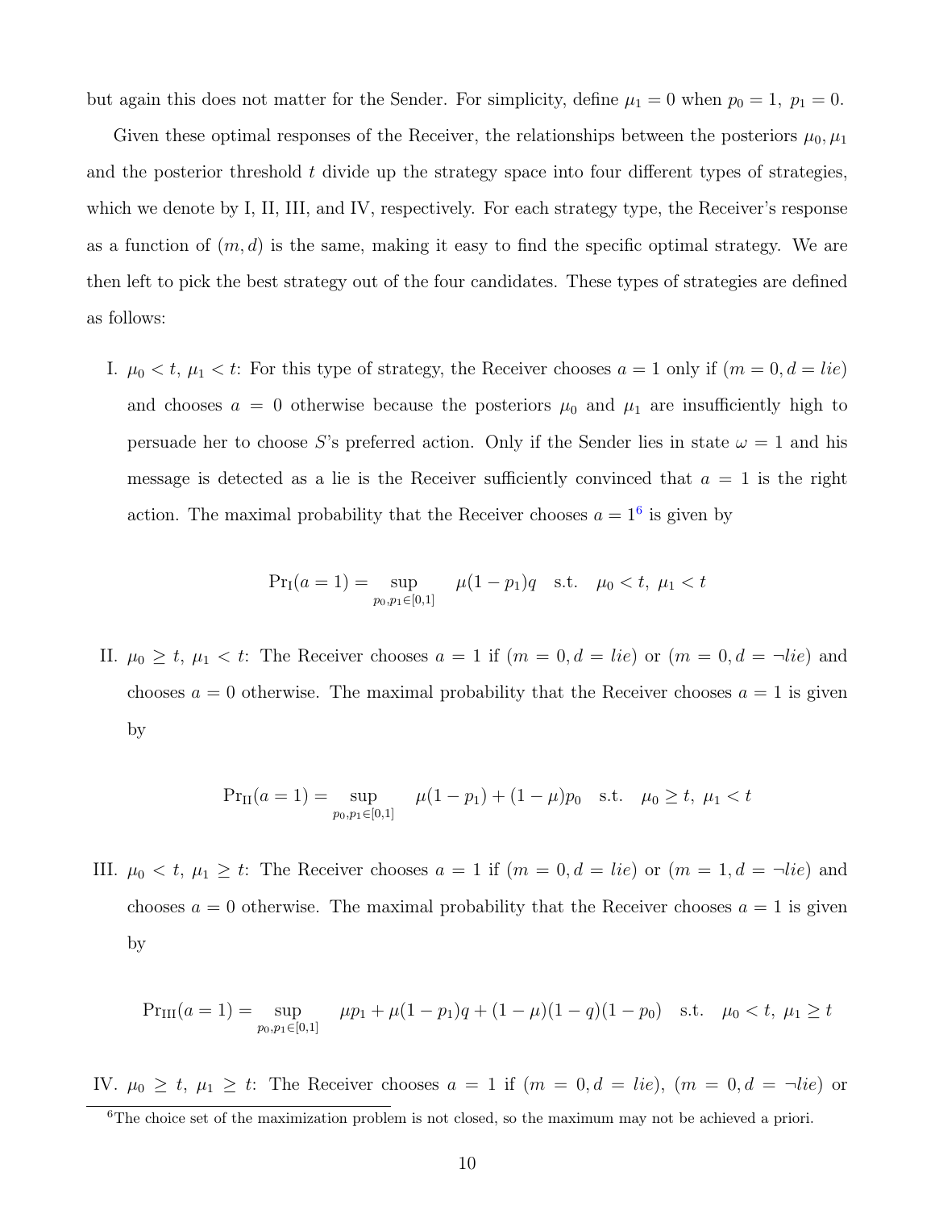but again this does not matter for the Sender. For simplicity, define $\mu_1 = 0$ when $p_0 = 1,\ p_1 = 0$.

Given these optimal responses of the Receiver, the relationships between the posteriors $\mu_0, \mu_1$ and the posterior threshold $t$ divide up the strategy space into four different types of strategies, which we denote by I, II, III, and IV, respectively. For each strategy type, the Receiver's response as a function of $(m, d)$ is the same, making it easy to find the specific optimal strategy. We are then left to pick the best strategy out of the four candidates. These types of strategies are defined as follows:

I. $\mu_0 < t,\ \mu_1 < t$: For this type of strategy, the Receiver chooses $a = 1$ only if $(m = 0, d = lie)$ and chooses $a = 0$ otherwise because the posteriors $\mu_0$ and $\mu_1$ are insufficiently high to persuade her to choose $S$'s preferred action. Only if the Sender lies in state $\omega = 1$ and his message is detected as a lie is the Receiver sufficiently convinced that $a = 1$ is the right action. The maximal probability that the Receiver chooses $a = 1$[6] is given by

$$\Pr_{\text{I}}(a = 1) = \sup_{p_0, p_1 \in [0,1]} \quad \mu(1 - p_1)q \quad \text{s.t.} \quad \mu_0 < t,\ \mu_1 < t$$

II. $\mu_0 \geq t,\ \mu_1 < t$: The Receiver chooses $a = 1$ if $(m = 0, d = lie)$ or $(m = 0, d = \neg lie)$ and chooses $a = 0$ otherwise. The maximal probability that the Receiver chooses $a = 1$ is given by

$$\Pr_{\text{II}}(a = 1) = \sup_{p_0, p_1 \in [0,1]} \quad \mu(1 - p_1) + (1 - \mu)p_0 \quad \text{s.t.} \quad \mu_0 \geq t,\ \mu_1 < t$$

III. $\mu_0 < t,\ \mu_1 \geq t$: The Receiver chooses $a = 1$ if $(m = 0, d = lie)$ or $(m = 1, d = \neg lie)$ and chooses $a = 0$ otherwise. The maximal probability that the Receiver chooses $a = 1$ is given by

$$\Pr_{\text{III}}(a = 1) = \sup_{p_0, p_1 \in [0,1]} \quad \mu p_1 + \mu(1 - p_1)q + (1 - \mu)(1 - q)(1 - p_0) \quad \text{s.t.} \quad \mu_0 < t,\ \mu_1 \geq t$$

IV. $\mu_0 \geq t,\ \mu_1 \geq t$: The Receiver chooses $a = 1$ if $(m = 0, d = lie)$, $(m = 0, d = \neg lie)$ or

[6] The choice set of the maximization problem is not closed, so the maximum may not be achieved a priori.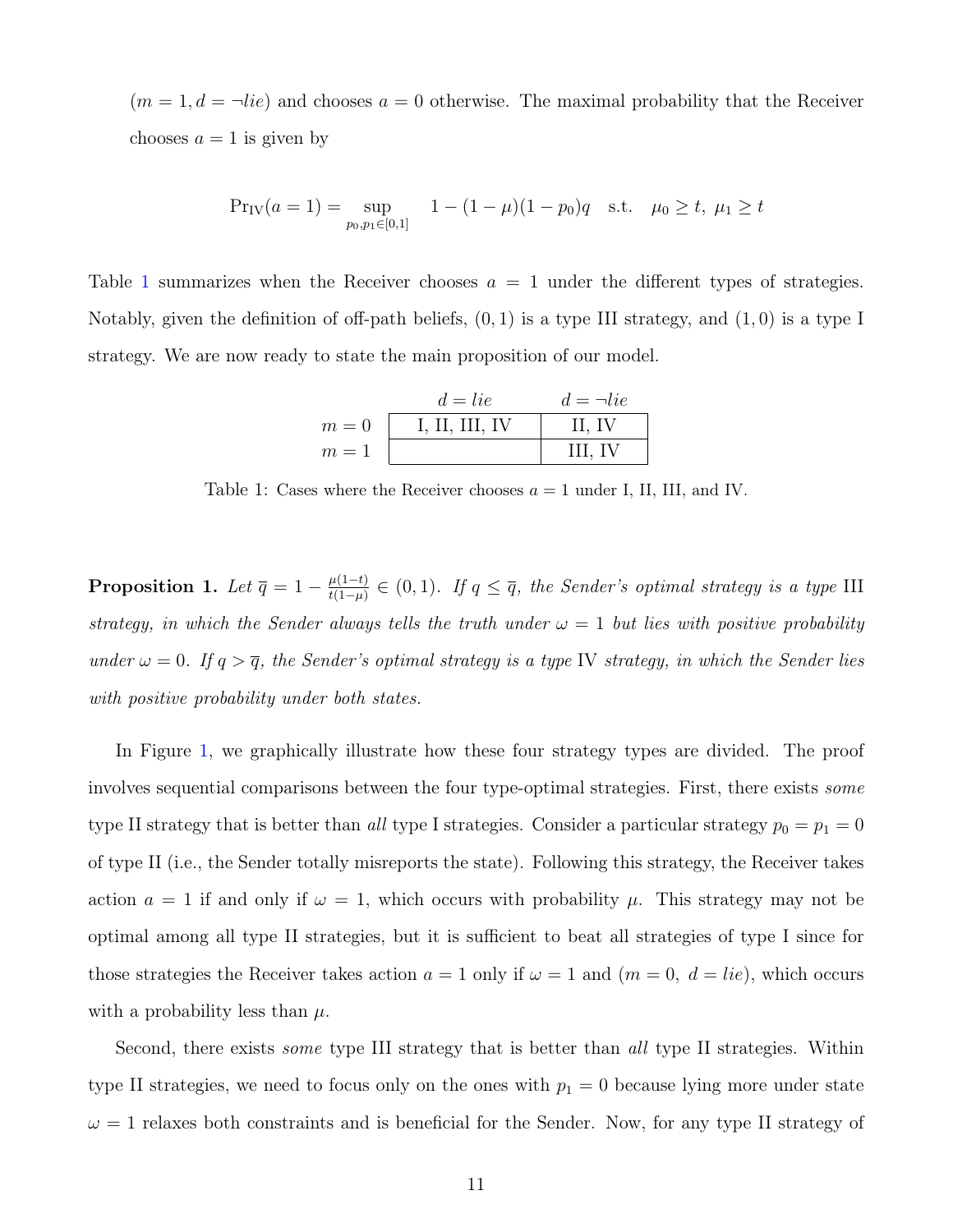$(m = 1, d = \neg lie)$ and chooses $a = 0$ otherwise. The maximal probability that the Receiver chooses $a = 1$ is given by

$$\Pr_{\text{IV}}(a = 1) = \sup_{p_0, p_1 \in [0,1]} \quad 1 - (1 - \mu)(1 - p_0)q \quad \text{s.t.} \quad \mu_0 \geq t, \ \mu_1 \geq t$$

Table 1 summarizes when the Receiver chooses $a = 1$ under the different types of strategies. Notably, given the definition of off-path beliefs, $(0, 1)$ is a type III strategy, and $(1, 0)$ is a type I strategy. We are now ready to state the main proposition of our model.

| | $d = lie$ | $d = \neg lie$ |
|---|---|---|
| $m = 0$ | I, II, III, IV | II, IV |
| $m = 1$ | | III, IV |

Table 1: Cases where the Receiver chooses $a = 1$ under I, II, III, and IV.

**Proposition 1.** *Let $\overline{q} = 1 - \frac{\mu(1-t)}{t(1-\mu)} \in (0, 1)$. If $q \leq \overline{q}$, the Sender's optimal strategy is a type* III *strategy, in which the Sender always tells the truth under $\omega = 1$ but lies with positive probability under $\omega = 0$. If $q > \overline{q}$, the Sender's optimal strategy is a type* IV *strategy, in which the Sender lies with positive probability under both states.*

In Figure 1, we graphically illustrate how these four strategy types are divided. The proof involves sequential comparisons between the four type-optimal strategies. First, there exists *some* type II strategy that is better than *all* type I strategies. Consider a particular strategy $p_0 = p_1 = 0$ of type II (i.e., the Sender totally misreports the state). Following this strategy, the Receiver takes action $a = 1$ if and only if $\omega = 1$, which occurs with probability $\mu$. This strategy may not be optimal among all type II strategies, but it is sufficient to beat all strategies of type I since for those strategies the Receiver takes action $a = 1$ only if $\omega = 1$ and $(m = 0, \ d = lie)$, which occurs with a probability less than $\mu$.

Second, there exists *some* type III strategy that is better than *all* type II strategies. Within type II strategies, we need to focus only on the ones with $p_1 = 0$ because lying more under state $\omega = 1$ relaxes both constraints and is beneficial for the Sender. Now, for any type II strategy of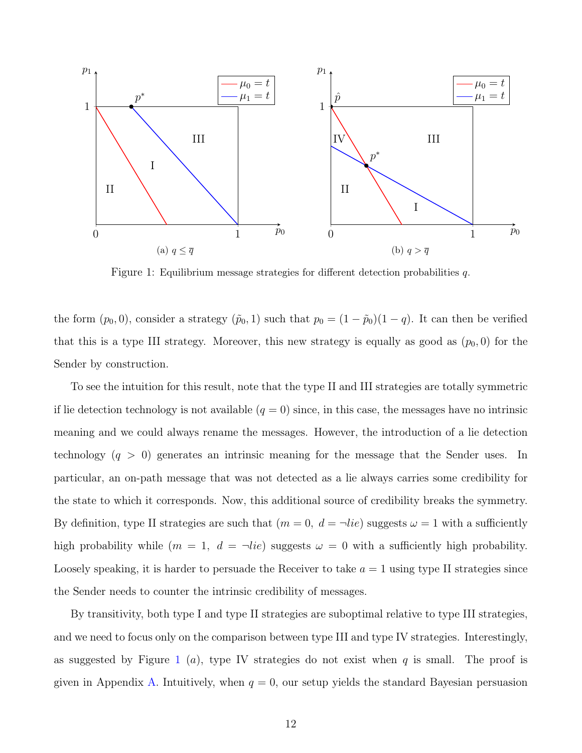Figure 1: Equilibrium message strategies for different detection probabilities $q$.

(a) $q \leq \overline{q}$

(b) $q > \overline{q}$

the form $(p_0, 0)$, consider a strategy $(\tilde{p}_0, 1)$ such that $p_0 = (1 - \tilde{p}_0)(1 - q)$. It can then be verified that this is a type III strategy. Moreover, this new strategy is equally as good as $(p_0, 0)$ for the Sender by construction.

To see the intuition for this result, note that the type II and III strategies are totally symmetric if lie detection technology is not available ($q = 0$) since, in this case, the messages have no intrinsic meaning and we could always rename the messages. However, the introduction of a lie detection technology ($q > 0$) generates an intrinsic meaning for the message that the Sender uses. In particular, an on-path message that was not detected as a lie always carries some credibility for the state to which it corresponds. Now, this additional source of credibility breaks the symmetry. By definition, type II strategies are such that ($m = 0,\ d = \neg lie$) suggests $\omega = 1$ with a sufficiently high probability while ($m = 1,\ d = \neg lie$) suggests $\omega = 0$ with a sufficiently high probability. Loosely speaking, it is harder to persuade the Receiver to take $a = 1$ using type II strategies since the Sender needs to counter the intrinsic credibility of messages.

By transitivity, both type I and type II strategies are suboptimal relative to type III strategies, and we need to focus only on the comparison between type III and type IV strategies. Interestingly, as suggested by Figure 1 $(a)$, type IV strategies do not exist when $q$ is small. The proof is given in Appendix A. Intuitively, when $q = 0$, our setup yields the standard Bayesian persuasion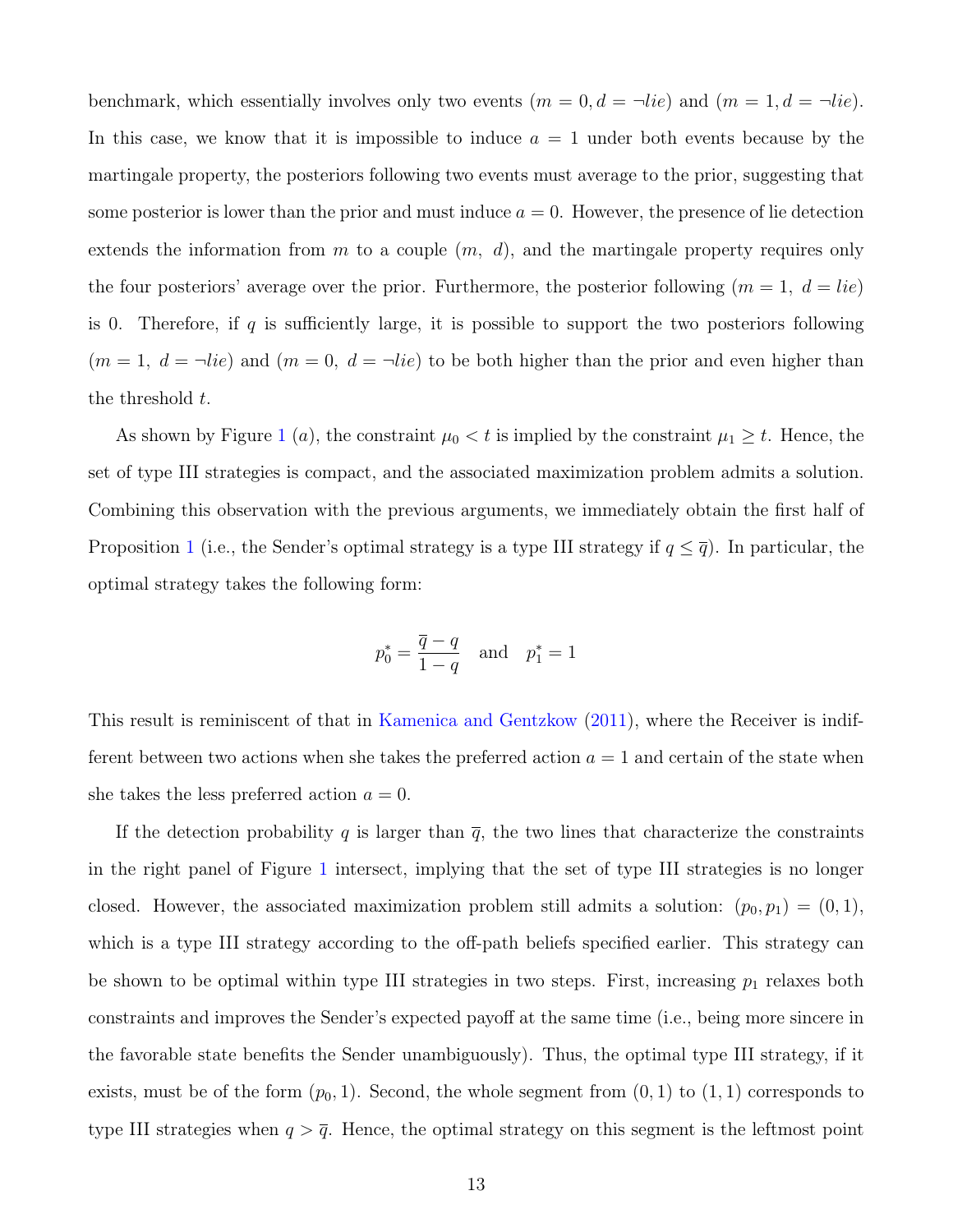benchmark, which essentially involves only two events ($m = 0, d = \neg lie$) and ($m = 1, d = \neg lie$). In this case, we know that it is impossible to induce $a = 1$ under both events because by the martingale property, the posteriors following two events must average to the prior, suggesting that some posterior is lower than the prior and must induce $a = 0$. However, the presence of lie detection extends the information from $m$ to a couple $(m,\ d)$, and the martingale property requires only the four posteriors' average over the prior. Furthermore, the posterior following ($m = 1,\ d = lie$) is 0. Therefore, if $q$ is sufficiently large, it is possible to support the two posteriors following ($m = 1,\ d = \neg lie$) and ($m = 0,\ d = \neg lie$) to be both higher than the prior and even higher than the threshold $t$.

As shown by Figure 1 $(a)$, the constraint $\mu_0 < t$ is implied by the constraint $\mu_1 \geq t$. Hence, the set of type III strategies is compact, and the associated maximization problem admits a solution. Combining this observation with the previous arguments, we immediately obtain the first half of Proposition 1 (i.e., the Sender's optimal strategy is a type III strategy if $q \leq \overline{q}$). In particular, the optimal strategy takes the following form:

$$p_0^* = \frac{\overline{q} - q}{1 - q} \quad \text{and} \quad p_1^* = 1$$

This result is reminiscent of that in Kamenica and Gentzkow (2011), where the Receiver is indifferent between two actions when she takes the preferred action $a = 1$ and certain of the state when she takes the less preferred action $a = 0$.

If the detection probability $q$ is larger than $\overline{q}$, the two lines that characterize the constraints in the right panel of Figure 1 intersect, implying that the set of type III strategies is no longer closed. However, the associated maximization problem still admits a solution: $(p_0, p_1) = (0, 1)$, which is a type III strategy according to the off-path beliefs specified earlier. This strategy can be shown to be optimal within type III strategies in two steps. First, increasing $p_1$ relaxes both constraints and improves the Sender's expected payoff at the same time (i.e., being more sincere in the favorable state benefits the Sender unambiguously). Thus, the optimal type III strategy, if it exists, must be of the form $(p_0, 1)$. Second, the whole segment from $(0, 1)$ to $(1, 1)$ corresponds to type III strategies when $q > \overline{q}$. Hence, the optimal strategy on this segment is the leftmost point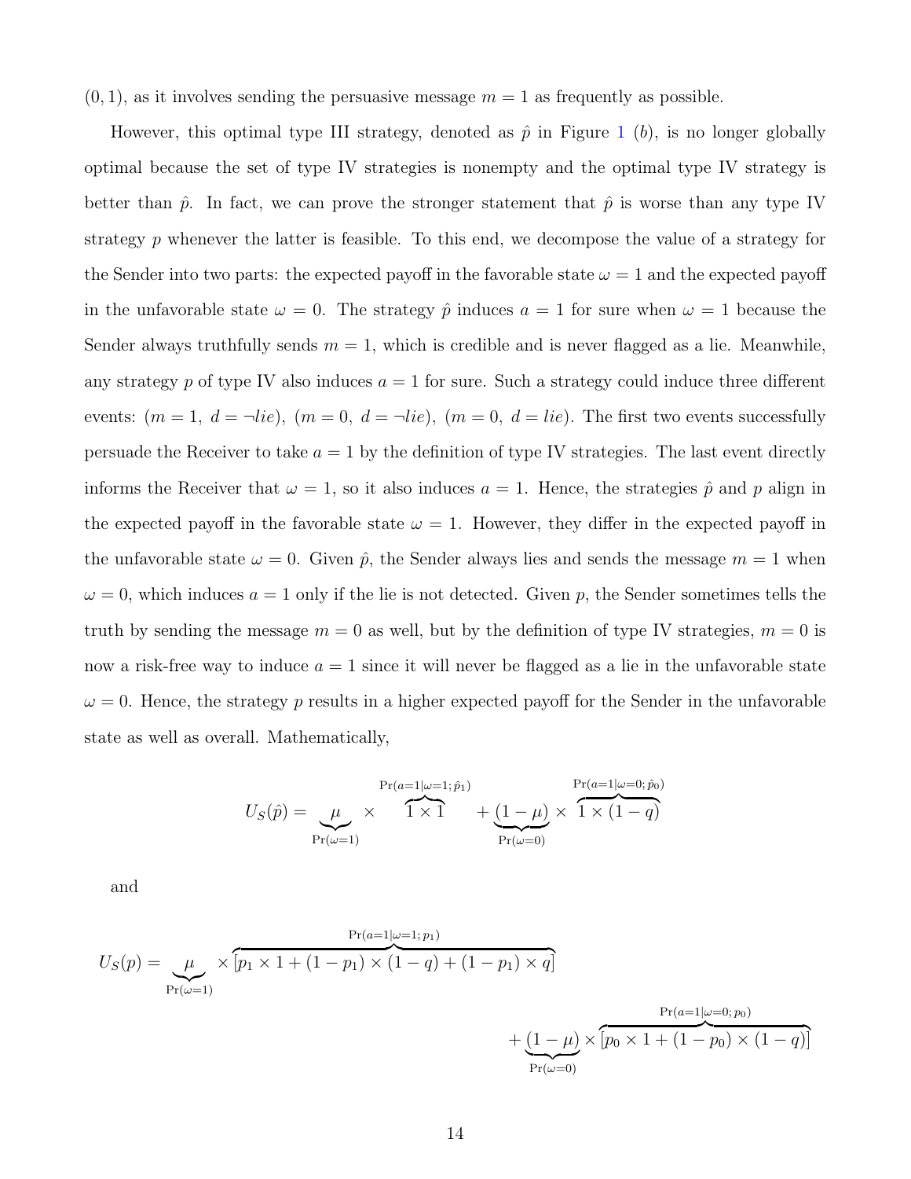$(0, 1)$, as it involves sending the persuasive message $m = 1$ as frequently as possible.

However, this optimal type III strategy, denoted as $\hat{p}$ in Figure 1 (*b*), is no longer globally optimal because the set of type IV strategies is nonempty and the optimal type IV strategy is better than $\hat{p}$. In fact, we can prove the stronger statement that $\hat{p}$ is worse than any type IV strategy $p$ whenever the latter is feasible. To this end, we decompose the value of a strategy for the Sender into two parts: the expected payoff in the favorable state $\omega = 1$ and the expected payoff in the unfavorable state $\omega = 0$. The strategy $\hat{p}$ induces $a = 1$ for sure when $\omega = 1$ because the Sender always truthfully sends $m = 1$, which is credible and is never flagged as a lie. Meanwhile, any strategy $p$ of type IV also induces $a = 1$ for sure. Such a strategy could induce three different events: $(m = 1,\ d = \neg lie)$, $(m = 0,\ d = \neg lie)$, $(m = 0,\ d = lie)$. The first two events successfully persuade the Receiver to take $a = 1$ by the definition of type IV strategies. The last event directly informs the Receiver that $\omega = 1$, so it also induces $a = 1$. Hence, the strategies $\hat{p}$ and $p$ align in the expected payoff in the favorable state $\omega = 1$. However, they differ in the expected payoff in the unfavorable state $\omega = 0$. Given $\hat{p}$, the Sender always lies and sends the message $m = 1$ when $\omega = 0$, which induces $a = 1$ only if the lie is not detected. Given $p$, the Sender sometimes tells the truth by sending the message $m = 0$ as well, but by the definition of type IV strategies, $m = 0$ is now a risk-free way to induce $a = 1$ since it will never be flagged as a lie in the unfavorable state $\omega = 0$. Hence, the strategy $p$ results in a higher expected payoff for the Sender in the unfavorable state as well as overall. Mathematically,

$$U_S(\hat{p}) = \underbrace{\mu}_{\Pr(\omega=1)} \times \overbrace{1 \times 1}^{\Pr(a=1|\omega=1;\hat{p}_1)} + \underbrace{(1-\mu)}_{\Pr(\omega=0)} \times \overbrace{1 \times (1-q)}^{\Pr(a=1|\omega=0;\hat{p}_0)}$$

and

$$U_S(p) = \underbrace{\mu}_{\Pr(\omega=1)} \times \overbrace{[p_1 \times 1 + (1-p_1) \times (1-q) + (1-p_1) \times q]}^{\Pr(a=1|\omega=1;p_1)} + \underbrace{(1-\mu)}_{\Pr(\omega=0)} \times \overbrace{[p_0 \times 1 + (1-p_0) \times (1-q)]}^{\Pr(a=1|\omega=0;p_0)}$$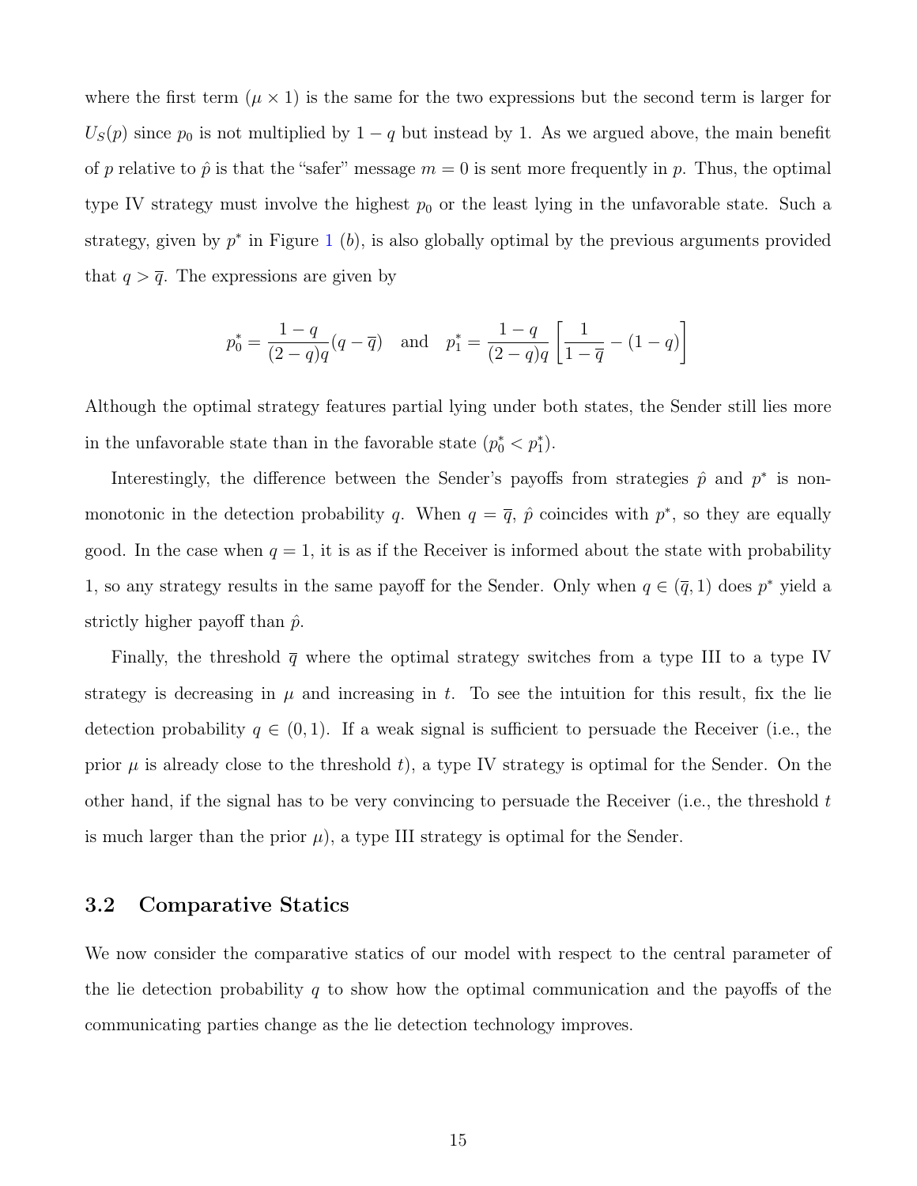where the first term ($\mu \times 1$) is the same for the two expressions but the second term is larger for $U_S(p)$ since $p_0$ is not multiplied by $1-q$ but instead by 1. As we argued above, the main benefit of $p$ relative to $\hat{p}$ is that the "safer" message $m = 0$ is sent more frequently in $p$. Thus, the optimal type IV strategy must involve the highest $p_0$ or the least lying in the unfavorable state. Such a strategy, given by $p^*$ in Figure 1 $(b)$, is also globally optimal by the previous arguments provided that $q > \overline{q}$. The expressions are given by

$$p_0^* = \frac{1-q}{(2-q)q}(q - \overline{q}) \quad \text{and} \quad p_1^* = \frac{1-q}{(2-q)q}\left[\frac{1}{1-\overline{q}} - (1-q)\right]$$

Although the optimal strategy features partial lying under both states, the Sender still lies more in the unfavorable state than in the favorable state ($p_0^* < p_1^*$).

Interestingly, the difference between the Sender's payoffs from strategies $\hat{p}$ and $p^*$ is non-monotonic in the detection probability $q$. When $q = \overline{q}$, $\hat{p}$ coincides with $p^*$, so they are equally good. In the case when $q = 1$, it is as if the Receiver is informed about the state with probability 1, so any strategy results in the same payoff for the Sender. Only when $q \in (\overline{q}, 1)$ does $p^*$ yield a strictly higher payoff than $\hat{p}$.

Finally, the threshold $\overline{q}$ where the optimal strategy switches from a type III to a type IV strategy is decreasing in $\mu$ and increasing in $t$. To see the intuition for this result, fix the lie detection probability $q \in (0, 1)$. If a weak signal is sufficient to persuade the Receiver (i.e., the prior $\mu$ is already close to the threshold $t$), a type IV strategy is optimal for the Sender. On the other hand, if the signal has to be very convincing to persuade the Receiver (i.e., the threshold $t$ is much larger than the prior $\mu$), a type III strategy is optimal for the Sender.

## 3.2 Comparative Statics

We now consider the comparative statics of our model with respect to the central parameter of the lie detection probability $q$ to show how the optimal communication and the payoffs of the communicating parties change as the lie detection technology improves.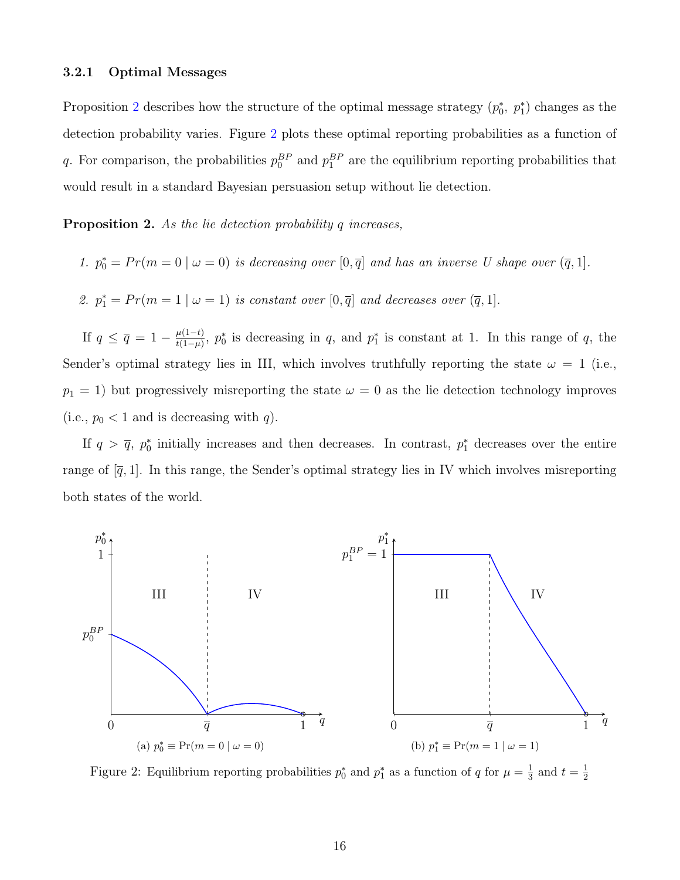### 3.2.1 Optimal Messages

Proposition 2 describes how the structure of the optimal message strategy $(p_0^*,\ p_1^*)$ changes as the detection probability varies. Figure 2 plots these optimal reporting probabilities as a function of $q$. For comparison, the probabilities $p_0^{BP}$ and $p_1^{BP}$ are the equilibrium reporting probabilities that would result in a standard Bayesian persuasion setup without lie detection.

**Proposition 2.** *As the lie detection probability $q$ increases,*

1. $p_0^* = Pr(m = 0 \mid \omega = 0)$ *is decreasing over $[0, \overline{q}]$ and has an inverse U shape over $(\overline{q}, 1]$.*
2. $p_1^* = Pr(m = 1 \mid \omega = 1)$ *is constant over $[0, \overline{q}]$ and decreases over $(\overline{q}, 1]$.*

If $q \leq \overline{q} = 1 - \frac{\mu(1-t)}{t(1-\mu)}$, $p_0^*$ is decreasing in $q$, and $p_1^*$ is constant at 1. In this range of $q$, the Sender's optimal strategy lies in III, which involves truthfully reporting the state $\omega = 1$ (i.e., $p_1 = 1$) but progressively misreporting the state $\omega = 0$ as the lie detection technology improves (i.e., $p_0 < 1$ and is decreasing with $q$).

If $q > \overline{q}$, $p_0^*$ initially increases and then decreases. In contrast, $p_1^*$ decreases over the entire range of $[\overline{q}, 1]$. In this range, the Sender's optimal strategy lies in IV which involves misreporting both states of the world.

(a) $p_0^* \equiv \Pr(m = 0 \mid \omega = 0)$

(b) $p_1^* \equiv \Pr(m = 1 \mid \omega = 1)$

Figure 2: Equilibrium reporting probabilities $p_0^*$ and $p_1^*$ as a function of $q$ for $\mu = \frac{1}{3}$ and $t = \frac{1}{2}$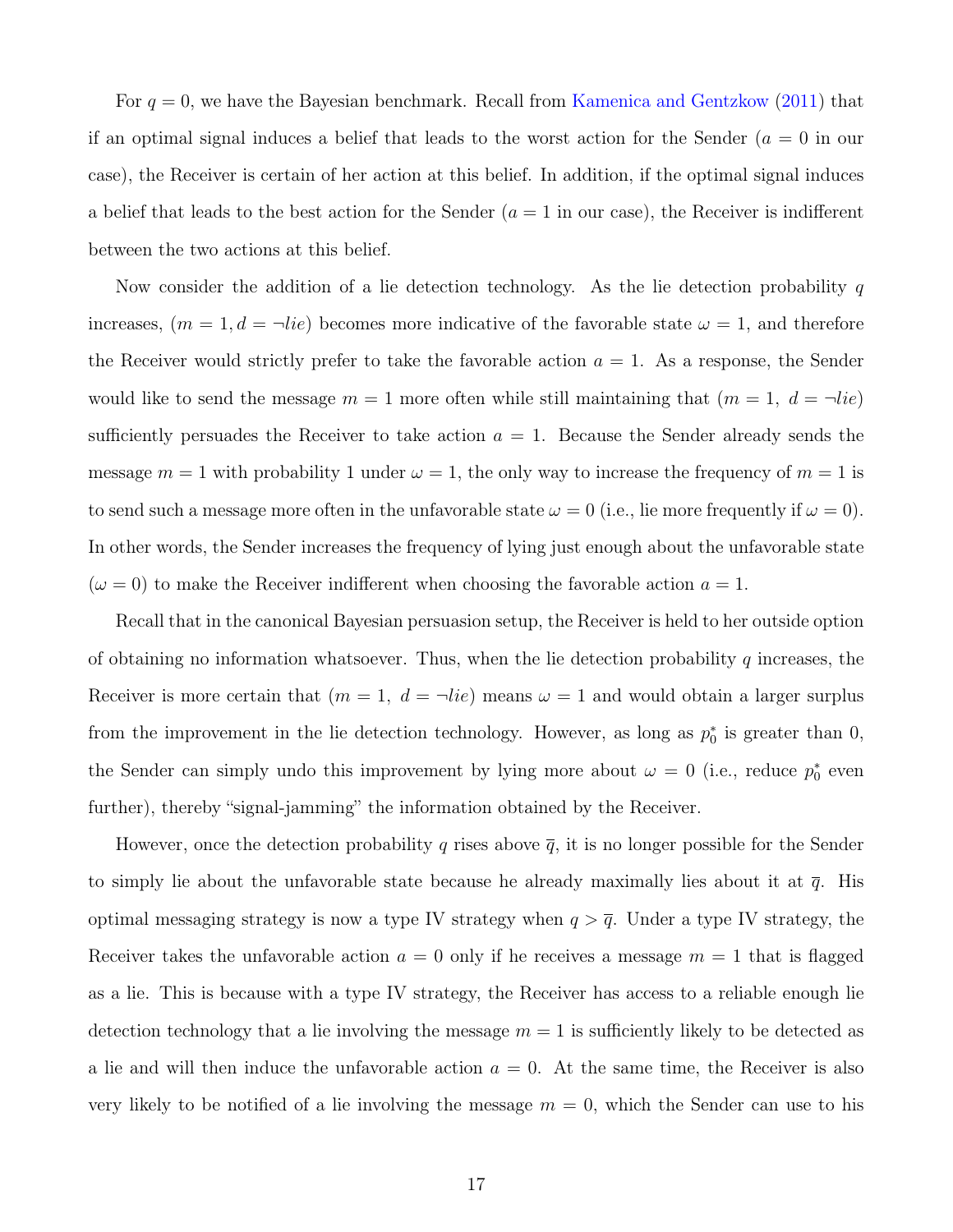For $q = 0$, we have the Bayesian benchmark. Recall from Kamenica and Gentzkow (2011) that if an optimal signal induces a belief that leads to the worst action for the Sender ($a = 0$ in our case), the Receiver is certain of her action at this belief. In addition, if the optimal signal induces a belief that leads to the best action for the Sender ($a = 1$ in our case), the Receiver is indifferent between the two actions at this belief.

Now consider the addition of a lie detection technology. As the lie detection probability $q$ increases, $(m = 1, d = \neg lie)$ becomes more indicative of the favorable state $\omega = 1$, and therefore the Receiver would strictly prefer to take the favorable action $a = 1$. As a response, the Sender would like to send the message $m = 1$ more often while still maintaining that $(m = 1,\ d = \neg lie)$ sufficiently persuades the Receiver to take action $a = 1$. Because the Sender already sends the message $m = 1$ with probability 1 under $\omega = 1$, the only way to increase the frequency of $m = 1$ is to send such a message more often in the unfavorable state $\omega = 0$ (i.e., lie more frequently if $\omega = 0$). In other words, the Sender increases the frequency of lying just enough about the unfavorable state ($\omega = 0$) to make the Receiver indifferent when choosing the favorable action $a = 1$.

Recall that in the canonical Bayesian persuasion setup, the Receiver is held to her outside option of obtaining no information whatsoever. Thus, when the lie detection probability $q$ increases, the Receiver is more certain that $(m = 1,\ d = \neg lie)$ means $\omega = 1$ and would obtain a larger surplus from the improvement in the lie detection technology. However, as long as $p_0^*$ is greater than 0, the Sender can simply undo this improvement by lying more about $\omega = 0$ (i.e., reduce $p_0^*$ even further), thereby "signal-jamming" the information obtained by the Receiver.

However, once the detection probability $q$ rises above $\overline{q}$, it is no longer possible for the Sender to simply lie about the unfavorable state because he already maximally lies about it at $\overline{q}$. His optimal messaging strategy is now a type IV strategy when $q > \overline{q}$. Under a type IV strategy, the Receiver takes the unfavorable action $a = 0$ only if he receives a message $m = 1$ that is flagged as a lie. This is because with a type IV strategy, the Receiver has access to a reliable enough lie detection technology that a lie involving the message $m = 1$ is sufficiently likely to be detected as a lie and will then induce the unfavorable action $a = 0$. At the same time, the Receiver is also very likely to be notified of a lie involving the message $m = 0$, which the Sender can use to his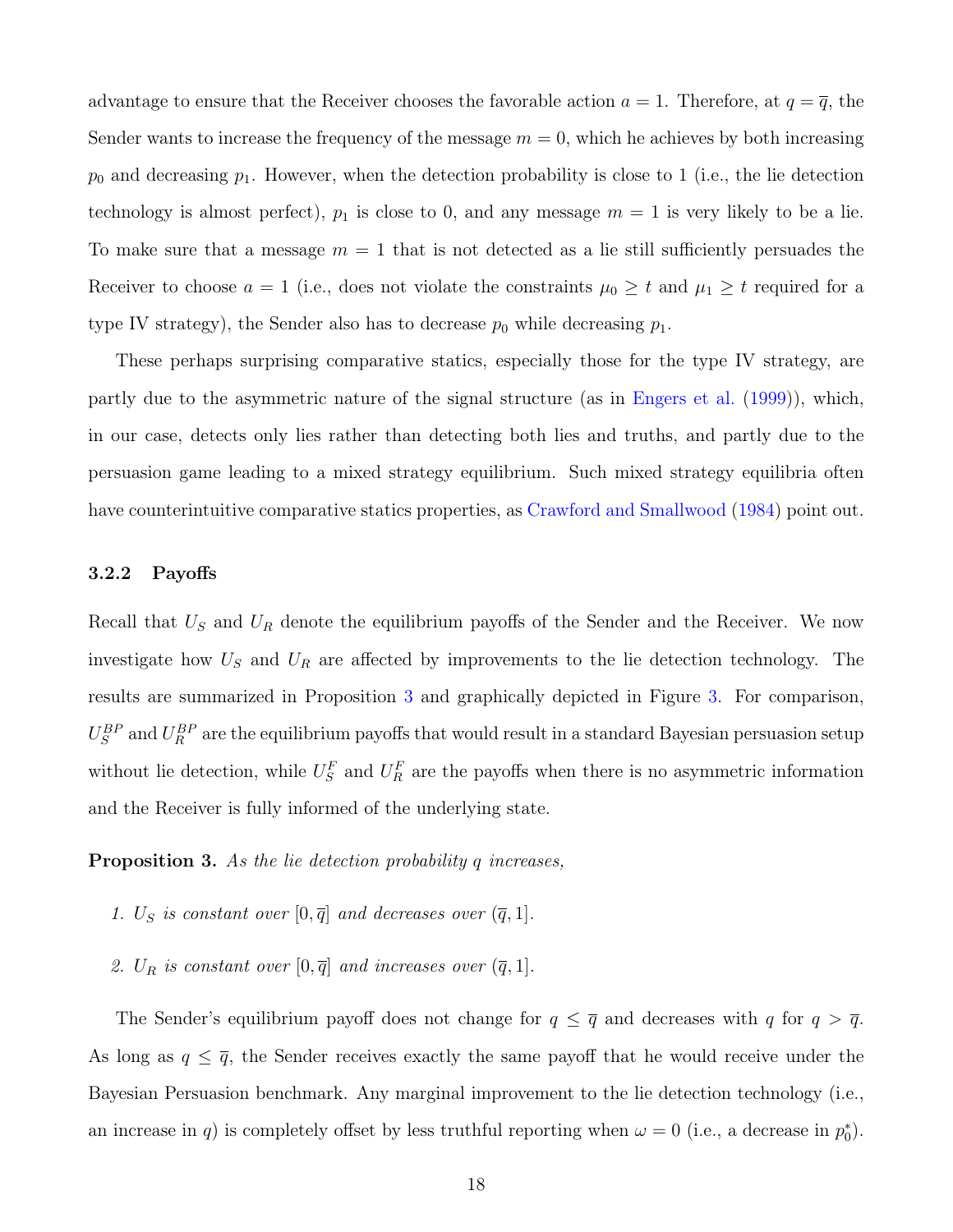advantage to ensure that the Receiver chooses the favorable action $a = 1$. Therefore, at $q = \overline{q}$, the Sender wants to increase the frequency of the message $m = 0$, which he achieves by both increasing $p_0$ and decreasing $p_1$. However, when the detection probability is close to 1 (i.e., the lie detection technology is almost perfect), $p_1$ is close to 0, and any message $m = 1$ is very likely to be a lie. To make sure that a message $m = 1$ that is not detected as a lie still sufficiently persuades the Receiver to choose $a = 1$ (i.e., does not violate the constraints $\mu_0 \geq t$ and $\mu_1 \geq t$ required for a type IV strategy), the Sender also has to decrease $p_0$ while decreasing $p_1$.

These perhaps surprising comparative statics, especially those for the type IV strategy, are partly due to the asymmetric nature of the signal structure (as in Engers et al. (1999)), which, in our case, detects only lies rather than detecting both lies and truths, and partly due to the persuasion game leading to a mixed strategy equilibrium. Such mixed strategy equilibria often have counterintuitive comparative statics properties, as Crawford and Smallwood (1984) point out.

#### 3.2.2 Payoffs

Recall that $U_S$ and $U_R$ denote the equilibrium payoffs of the Sender and the Receiver. We now investigate how $U_S$ and $U_R$ are affected by improvements to the lie detection technology. The results are summarized in Proposition 3 and graphically depicted in Figure 3. For comparison, $U_S^{BP}$ and $U_R^{BP}$ are the equilibrium payoffs that would result in a standard Bayesian persuasion setup without lie detection, while $U_S^F$ and $U_R^F$ are the payoffs when there is no asymmetric information and the Receiver is fully informed of the underlying state.

**Proposition 3.** *As the lie detection probability $q$ increases,*

1. *$U_S$ is constant over $[0, \overline{q}]$ and decreases over $(\overline{q}, 1]$.*
2. *$U_R$ is constant over $[0, \overline{q}]$ and increases over $(\overline{q}, 1]$.*

The Sender's equilibrium payoff does not change for $q \leq \overline{q}$ and decreases with $q$ for $q > \overline{q}$. As long as $q \leq \overline{q}$, the Sender receives exactly the same payoff that he would receive under the Bayesian Persuasion benchmark. Any marginal improvement to the lie detection technology (i.e., an increase in $q$) is completely offset by less truthful reporting when $\omega = 0$ (i.e., a decrease in $p_0^*$).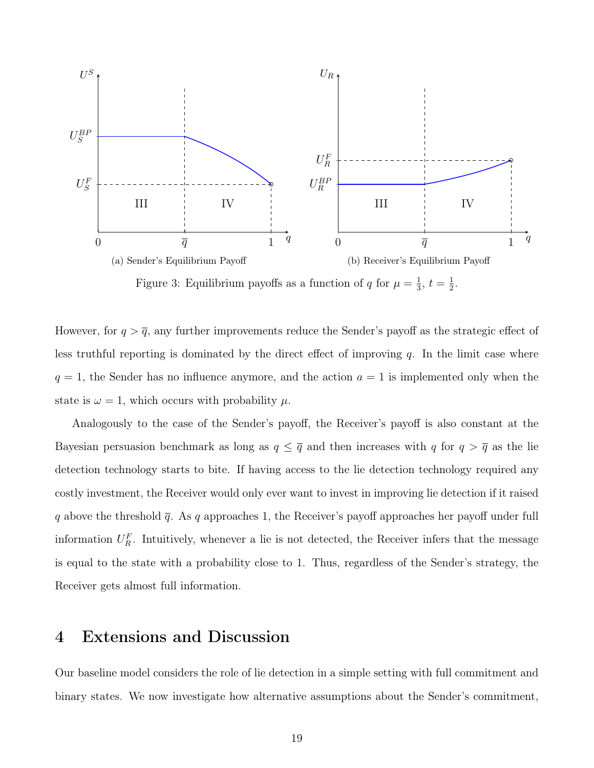(a) Sender's Equilibrium Payoff

(b) Receiver's Equilibrium Payoff

Figure 3: Equilibrium payoffs as a function of $q$ for $\mu = \frac{1}{3}$, $t = \frac{1}{2}$.

However, for $q > \overline{q}$, any further improvements reduce the Sender's payoff as the strategic effect of less truthful reporting is dominated by the direct effect of improving $q$. In the limit case where $q = 1$, the Sender has no influence anymore, and the action $a = 1$ is implemented only when the state is $\omega = 1$, which occurs with probability $\mu$.

Analogously to the case of the Sender's payoff, the Receiver's payoff is also constant at the Bayesian persuasion benchmark as long as $q \leq \overline{q}$ and then increases with $q$ for $q > \overline{q}$ as the lie detection technology starts to bite. If having access to the lie detection technology required any costly investment, the Receiver would only ever want to invest in improving lie detection if it raised $q$ above the threshold $\overline{q}$. As $q$ approaches 1, the Receiver's payoff approaches her payoff under full information $U_R^F$. Intuitively, whenever a lie is not detected, the Receiver infers that the message is equal to the state with a probability close to 1. Thus, regardless of the Sender's strategy, the Receiver gets almost full information.

# 4 Extensions and Discussion

Our baseline model considers the role of lie detection in a simple setting with full commitment and binary states. We now investigate how alternative assumptions about the Sender's commitment,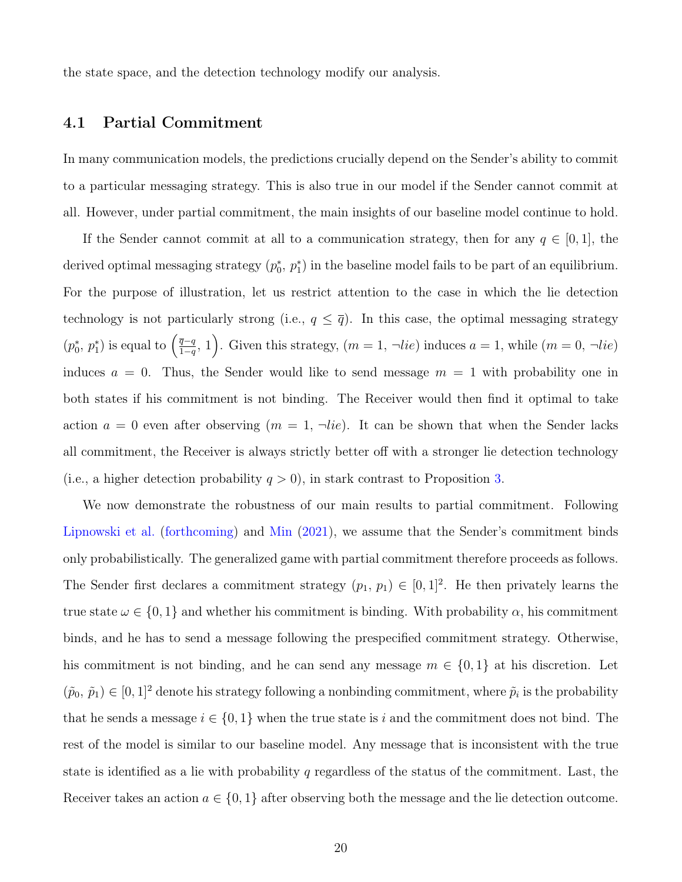the state space, and the detection technology modify our analysis.

## 4.1 Partial Commitment

In many communication models, the predictions crucially depend on the Sender's ability to commit to a particular messaging strategy. This is also true in our model if the Sender cannot commit at all. However, under partial commitment, the main insights of our baseline model continue to hold.

If the Sender cannot commit at all to a communication strategy, then for any $q \in [0, 1]$, the derived optimal messaging strategy $(p_0^*, p_1^*)$ in the baseline model fails to be part of an equilibrium. For the purpose of illustration, let us restrict attention to the case in which the lie detection technology is not particularly strong (i.e., $q \leq \overline{q}$). In this case, the optimal messaging strategy $(p_0^*, p_1^*)$ is equal to $\left(\frac{\overline{q}-q}{1-q}, 1\right)$. Given this strategy, $(m = 1, \neg lie)$ induces $a = 1$, while $(m = 0, \neg lie)$ induces $a = 0$. Thus, the Sender would like to send message $m = 1$ with probability one in both states if his commitment is not binding. The Receiver would then find it optimal to take action $a = 0$ even after observing $(m = 1, \neg lie)$. It can be shown that when the Sender lacks all commitment, the Receiver is always strictly better off with a stronger lie detection technology (i.e., a higher detection probability $q > 0$), in stark contrast to Proposition 3.

We now demonstrate the robustness of our main results to partial commitment. Following Lipnowski et al. (forthcoming) and Min (2021), we assume that the Sender's commitment binds only probabilistically. The generalized game with partial commitment therefore proceeds as follows. The Sender first declares a commitment strategy $(p_1, p_1) \in [0, 1]^2$. He then privately learns the true state $\omega \in \{0, 1\}$ and whether his commitment is binding. With probability $\alpha$, his commitment binds, and he has to send a message following the prespecified commitment strategy. Otherwise, his commitment is not binding, and he can send any message $m \in \{0, 1\}$ at his discretion. Let $(\tilde{p}_0, \tilde{p}_1) \in [0, 1]^2$ denote his strategy following a nonbinding commitment, where $\tilde{p}_i$ is the probability that he sends a message $i \in \{0, 1\}$ when the true state is $i$ and the commitment does not bind. The rest of the model is similar to our baseline model. Any message that is inconsistent with the true state is identified as a lie with probability $q$ regardless of the status of the commitment. Last, the Receiver takes an action $a \in \{0, 1\}$ after observing both the message and the lie detection outcome.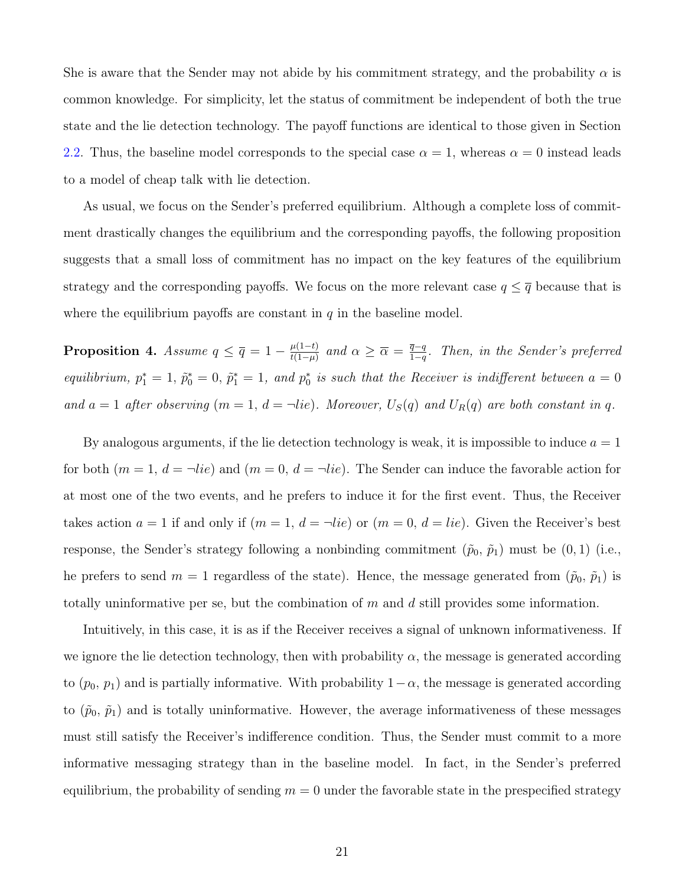She is aware that the Sender may not abide by his commitment strategy, and the probability $\alpha$ is common knowledge. For simplicity, let the status of commitment be independent of both the true state and the lie detection technology. The payoff functions are identical to those given in Section 2.2. Thus, the baseline model corresponds to the special case $\alpha = 1$, whereas $\alpha = 0$ instead leads to a model of cheap talk with lie detection.

As usual, we focus on the Sender's preferred equilibrium. Although a complete loss of commitment drastically changes the equilibrium and the corresponding payoffs, the following proposition suggests that a small loss of commitment has no impact on the key features of the equilibrium strategy and the corresponding payoffs. We focus on the more relevant case $q \leq \overline{q}$ because that is where the equilibrium payoffs are constant in $q$ in the baseline model.

**Proposition 4.** *Assume $q \leq \overline{q} = 1 - \frac{\mu(1-t)}{t(1-\mu)}$ and $\alpha \geq \overline{\alpha} = \frac{\overline{q}-q}{1-q}$. Then, in the Sender's preferred equilibrium, $p_1^* = 1$, $\tilde{p}_0^* = 0$, $\tilde{p}_1^* = 1$, and $p_0^*$ is such that the Receiver is indifferent between $a = 0$ and $a = 1$ after observing ($m = 1$, $d = \neg lie$). Moreover, $U_S(q)$ and $U_R(q)$ are both constant in $q$.*

By analogous arguments, if the lie detection technology is weak, it is impossible to induce $a = 1$ for both ($m = 1$, $d = \neg lie$) and ($m = 0$, $d = \neg lie$). The Sender can induce the favorable action for at most one of the two events, and he prefers to induce it for the first event. Thus, the Receiver takes action $a = 1$ if and only if ($m = 1$, $d = \neg lie$) or ($m = 0$, $d = lie$). Given the Receiver's best response, the Sender's strategy following a nonbinding commitment ($\tilde{p}_0$, $\tilde{p}_1$) must be $(0, 1)$ (i.e., he prefers to send $m = 1$ regardless of the state). Hence, the message generated from ($\tilde{p}_0$, $\tilde{p}_1$) is totally uninformative per se, but the combination of $m$ and $d$ still provides some information.

Intuitively, in this case, it is as if the Receiver receives a signal of unknown informativeness. If we ignore the lie detection technology, then with probability $\alpha$, the message is generated according to ($p_0$, $p_1$) and is partially informative. With probability $1-\alpha$, the message is generated according to ($\tilde{p}_0$, $\tilde{p}_1$) and is totally uninformative. However, the average informativeness of these messages must still satisfy the Receiver's indifference condition. Thus, the Sender must commit to a more informative messaging strategy than in the baseline model. In fact, in the Sender's preferred equilibrium, the probability of sending $m = 0$ under the favorable state in the prespecified strategy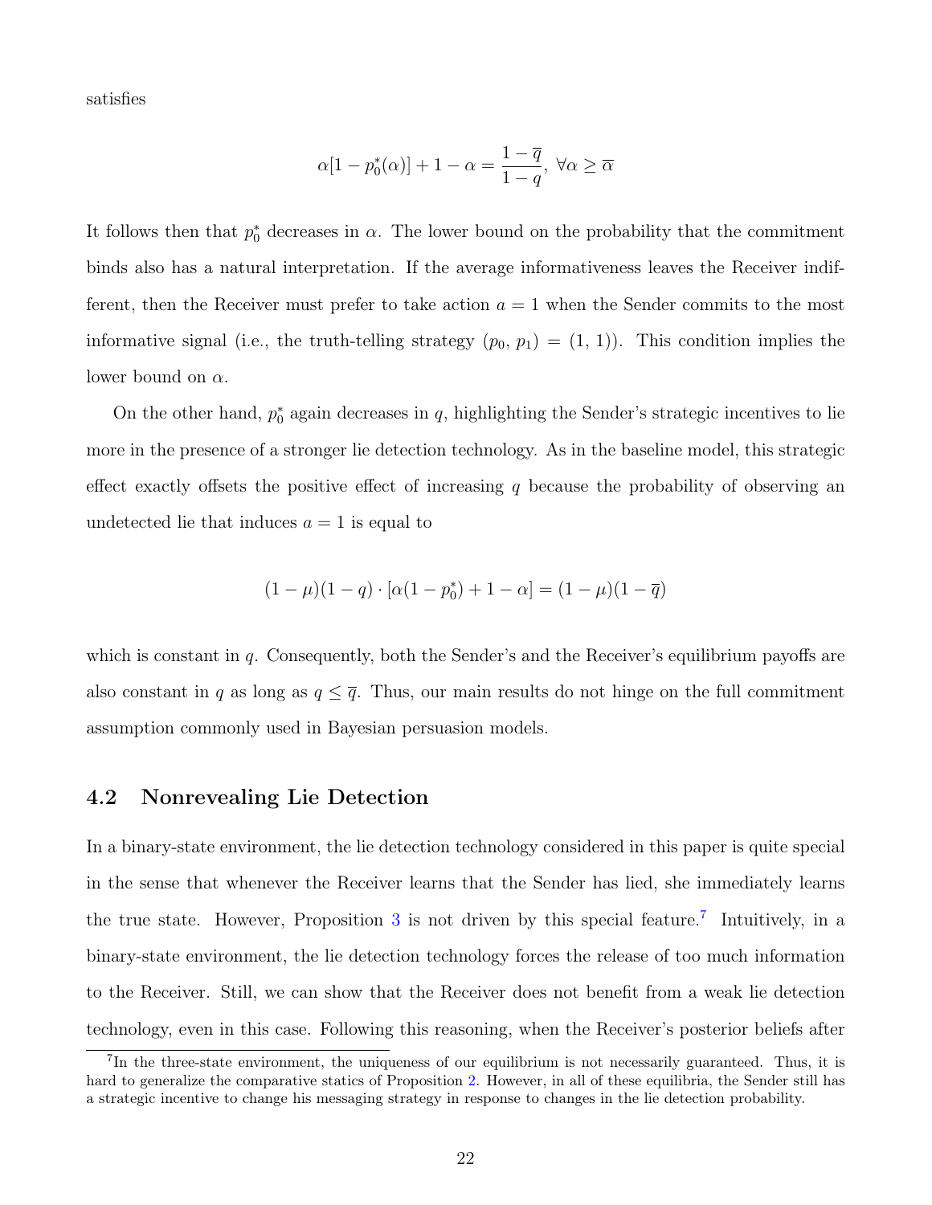satisfies

$$
\alpha[1 - p_0^*(\alpha)] + 1 - \alpha = \frac{1 - \overline{q}}{1 - q}, \ \forall \alpha \geq \overline{\alpha}
$$

It follows then that $p_0^*$ decreases in $\alpha$. The lower bound on the probability that the commitment binds also has a natural interpretation. If the average informativeness leaves the Receiver indifferent, then the Receiver must prefer to take action $a = 1$ when the Sender commits to the most informative signal (i.e., the truth-telling strategy $(p_0, p_1) = (1, 1)$). This condition implies the lower bound on $\alpha$.

On the other hand, $p_0^*$ again decreases in $q$, highlighting the Sender's strategic incentives to lie more in the presence of a stronger lie detection technology. As in the baseline model, this strategic effect exactly offsets the positive effect of increasing $q$ because the probability of observing an undetected lie that induces $a = 1$ is equal to

$$
(1 - \mu)(1 - q) \cdot [\alpha(1 - p_0^*) + 1 - \alpha] = (1 - \mu)(1 - \overline{q})
$$

which is constant in $q$. Consequently, both the Sender's and the Receiver's equilibrium payoffs are also constant in $q$ as long as $q \leq \overline{q}$. Thus, our main results do not hinge on the full commitment assumption commonly used in Bayesian persuasion models.

## 4.2 Nonrevealing Lie Detection

In a binary-state environment, the lie detection technology considered in this paper is quite special in the sense that whenever the Receiver learns that the Sender has lied, she immediately learns the true state. However, Proposition 3 is not driven by this special feature.[7] Intuitively, in a binary-state environment, the lie detection technology forces the release of too much information to the Receiver. Still, we can show that the Receiver does not benefit from a weak lie detection technology, even in this case. Following this reasoning, when the Receiver's posterior beliefs after

[7]In the three-state environment, the uniqueness of our equilibrium is not necessarily guaranteed. Thus, it is hard to generalize the comparative statics of Proposition 2. However, in all of these equilibria, the Sender still has a strategic incentive to change his messaging strategy in response to changes in the lie detection probability.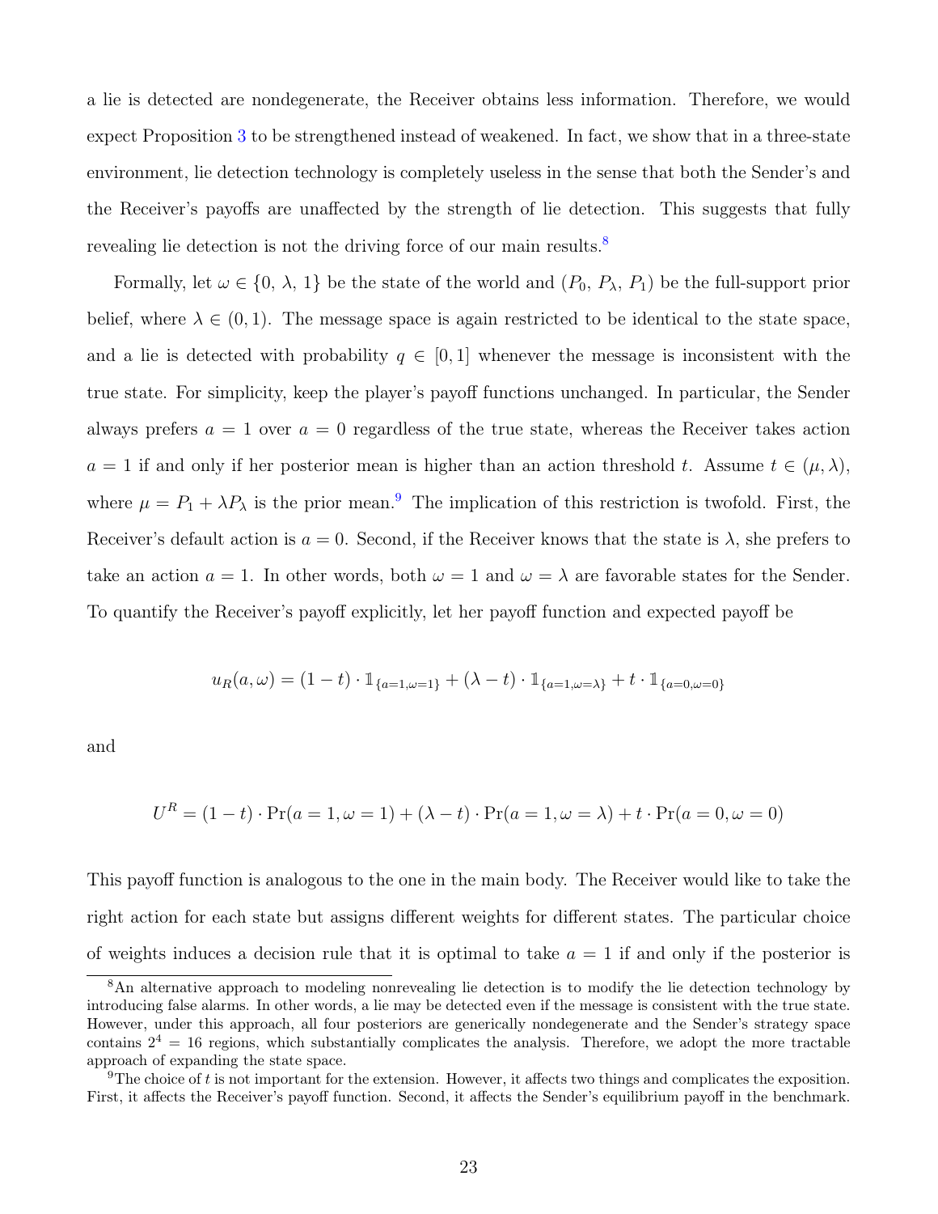a lie is detected are nondegenerate, the Receiver obtains less information. Therefore, we would expect Proposition 3 to be strengthened instead of weakened. In fact, we show that in a three-state environment, lie detection technology is completely useless in the sense that both the Sender's and the Receiver's payoffs are unaffected by the strength of lie detection. This suggests that fully revealing lie detection is not the driving force of our main results.[8]

Formally, let $\omega \in \{0, \lambda, 1\}$ be the state of the world and $(P_0, P_\lambda, P_1)$ be the full-support prior belief, where $\lambda \in (0, 1)$. The message space is again restricted to be identical to the state space, and a lie is detected with probability $q \in [0, 1]$ whenever the message is inconsistent with the true state. For simplicity, keep the player's payoff functions unchanged. In particular, the Sender always prefers $a = 1$ over $a = 0$ regardless of the true state, whereas the Receiver takes action $a = 1$ if and only if her posterior mean is higher than an action threshold $t$. Assume $t \in (\mu, \lambda)$, where $\mu = P_1 + \lambda P_\lambda$ is the prior mean.[9] The implication of this restriction is twofold. First, the Receiver's default action is $a = 0$. Second, if the Receiver knows that the state is $\lambda$, she prefers to take an action $a = 1$. In other words, both $\omega = 1$ and $\omega = \lambda$ are favorable states for the Sender. To quantify the Receiver's payoff explicitly, let her payoff function and expected payoff be

$$u_R(a, \omega) = (1 - t) \cdot \mathbb{1}_{\{a=1,\omega=1\}} + (\lambda - t) \cdot \mathbb{1}_{\{a=1,\omega=\lambda\}} + t \cdot \mathbb{1}_{\{a=0,\omega=0\}}$$

and

$$U^R = (1 - t) \cdot \Pr(a = 1, \omega = 1) + (\lambda - t) \cdot \Pr(a = 1, \omega = \lambda) + t \cdot \Pr(a = 0, \omega = 0)$$

This payoff function is analogous to the one in the main body. The Receiver would like to take the right action for each state but assigns different weights for different states. The particular choice of weights induces a decision rule that it is optimal to take $a = 1$ if and only if the posterior is

[8] An alternative approach to modeling nonrevealing lie detection is to modify the lie detection technology by introducing false alarms. In other words, a lie may be detected even if the message is consistent with the true state. However, under this approach, all four posteriors are generically nondegenerate and the Sender's strategy space contains $2^4 = 16$ regions, which substantially complicates the analysis. Therefore, we adopt the more tractable approach of expanding the state space.

[9] The choice of $t$ is not important for the extension. However, it affects two things and complicates the exposition. First, it affects the Receiver's payoff function. Second, it affects the Sender's equilibrium payoff in the benchmark.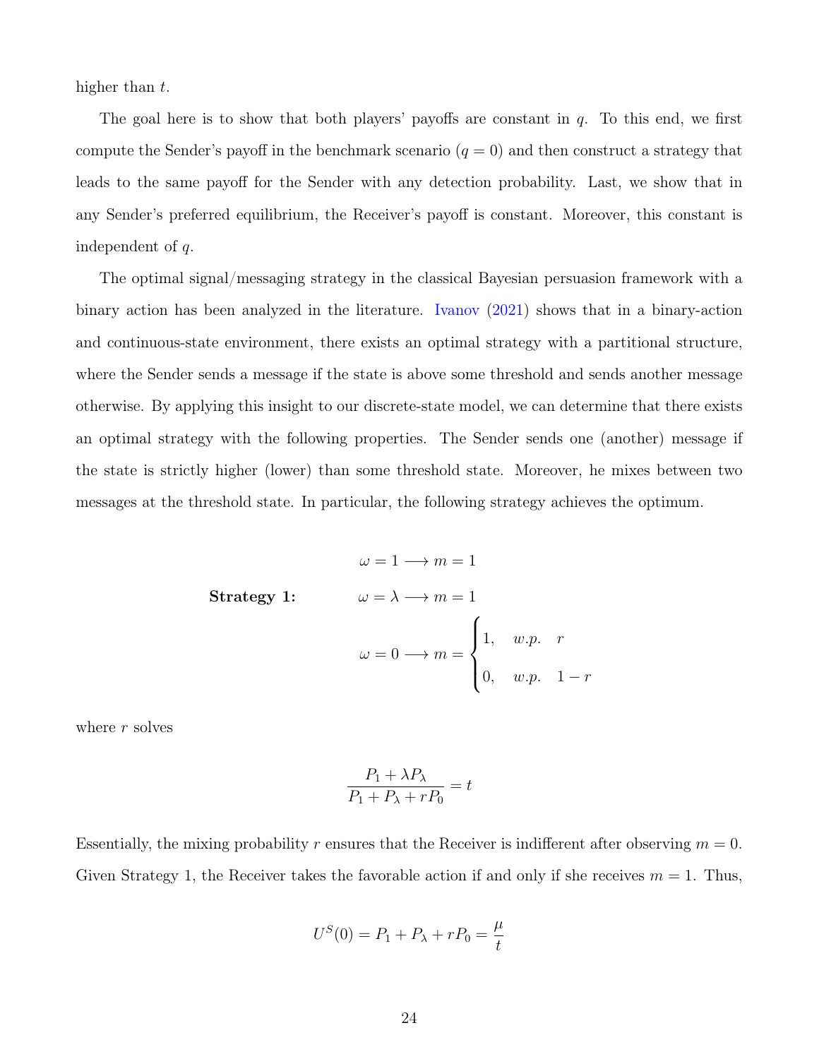higher than $t$.

The goal here is to show that both players' payoffs are constant in $q$. To this end, we first compute the Sender's payoff in the benchmark scenario ($q = 0$) and then construct a strategy that leads to the same payoff for the Sender with any detection probability. Last, we show that in any Sender's preferred equilibrium, the Receiver's payoff is constant. Moreover, this constant is independent of $q$.

The optimal signal/messaging strategy in the classical Bayesian persuasion framework with a binary action has been analyzed in the literature. Ivanov (2021) shows that in a binary-action and continuous-state environment, there exists an optimal strategy with a partitional structure, where the Sender sends a message if the state is above some threshold and sends another message otherwise. By applying this insight to our discrete-state model, we can determine that there exists an optimal strategy with the following properties. The Sender sends one (another) message if the state is strictly higher (lower) than some threshold state. Moreover, he mixes between two messages at the threshold state. In particular, the following strategy achieves the optimum.

**Strategy 1:**

$$\omega = 1 \longrightarrow m = 1$$

$$\omega = \lambda \longrightarrow m = 1$$

$$\omega = 0 \longrightarrow m = \begin{cases} 1, & w.p. \quad r \\ 0, & w.p. \quad 1 - r \end{cases}$$

where $r$ solves

$$\frac{P_1 + \lambda P_\lambda}{P_1 + P_\lambda + rP_0} = t$$

Essentially, the mixing probability $r$ ensures that the Receiver is indifferent after observing $m = 0$. Given Strategy 1, the Receiver takes the favorable action if and only if she receives $m = 1$. Thus,

$$U^S(0) = P_1 + P_\lambda + rP_0 = \frac{\mu}{t}$$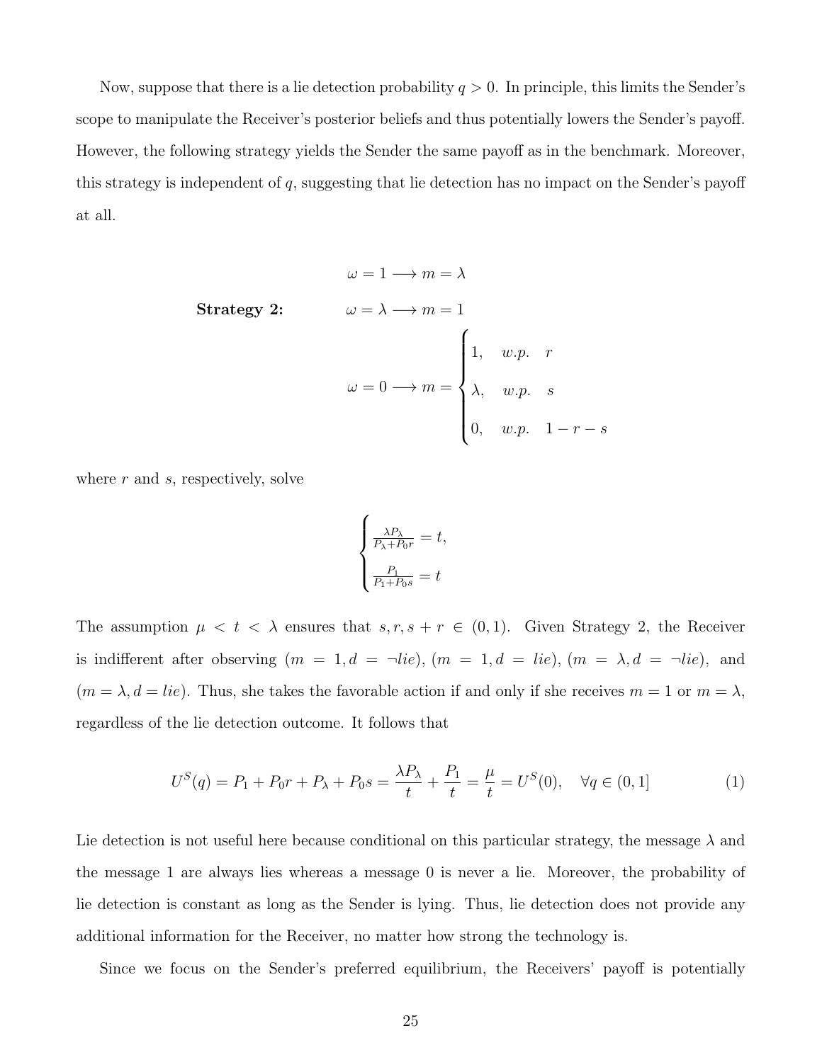Now, suppose that there is a lie detection probability $q > 0$. In principle, this limits the Sender's scope to manipulate the Receiver's posterior beliefs and thus potentially lowers the Sender's payoff. However, the following strategy yields the Sender the same payoff as in the benchmark. Moreover, this strategy is independent of $q$, suggesting that lie detection has no impact on the Sender's payoff at all.

$$\textbf{Strategy 2:} \qquad \begin{array}{l} \omega = 1 \longrightarrow m = \lambda \\ \omega = \lambda \longrightarrow m = 1 \\ \omega = 0 \longrightarrow m = \begin{cases} 1, & w.p. \quad r \\ \lambda, & w.p. \quad s \\ 0, & w.p. \quad 1 - r - s \end{cases} \end{array}$$

where $r$ and $s$, respectively, solve

$$\begin{cases} \frac{\lambda P_\lambda}{P_\lambda + P_0 r} = t, \\ \frac{P_1}{P_1 + P_0 s} = t \end{cases}$$

The assumption $\mu < t < \lambda$ ensures that $s, r, s + r \in (0, 1)$. Given Strategy 2, the Receiver is indifferent after observing $(m = 1, d = \neg lie)$, $(m = 1, d = lie)$, $(m = \lambda, d = \neg lie)$, and $(m = \lambda, d = lie)$. Thus, she takes the favorable action if and only if she receives $m = 1$ or $m = \lambda$, regardless of the lie detection outcome. It follows that

$$U^S(q) = P_1 + P_0 r + P_\lambda + P_0 s = \frac{\lambda P_\lambda}{t} + \frac{P_1}{t} = \frac{\mu}{t} = U^S(0), \quad \forall q \in (0, 1] \tag{1}$$

Lie detection is not useful here because conditional on this particular strategy, the message $\lambda$ and the message 1 are always lies whereas a message 0 is never a lie. Moreover, the probability of lie detection is constant as long as the Sender is lying. Thus, lie detection does not provide any additional information for the Receiver, no matter how strong the technology is.

Since we focus on the Sender's preferred equilibrium, the Receivers' payoff is potentially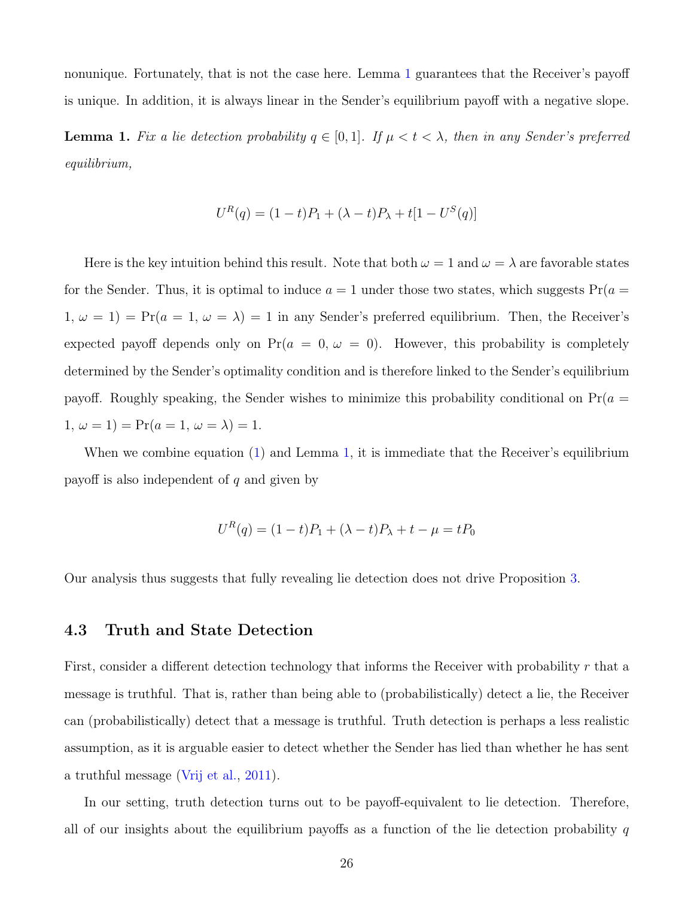nonunique. Fortunately, that is not the case here. Lemma 1 guarantees that the Receiver's payoff is unique. In addition, it is always linear in the Sender's equilibrium payoff with a negative slope.

**Lemma 1.** *Fix a lie detection probability $q \in [0,1]$. If $\mu < t < \lambda$, then in any Sender's preferred equilibrium,*

$$U^R(q) = (1-t)P_1 + (\lambda - t)P_\lambda + t[1 - U^S(q)]$$

Here is the key intuition behind this result. Note that both $\omega = 1$ and $\omega = \lambda$ are favorable states for the Sender. Thus, it is optimal to induce $a = 1$ under those two states, which suggests $\Pr(a = 1, \omega = 1) = \Pr(a = 1, \omega = \lambda) = 1$ in any Sender's preferred equilibrium. Then, the Receiver's expected payoff depends only on $\Pr(a = 0, \omega = 0)$. However, this probability is completely determined by the Sender's optimality condition and is therefore linked to the Sender's equilibrium payoff. Roughly speaking, the Sender wishes to minimize this probability conditional on $\Pr(a = 1, \omega = 1) = \Pr(a = 1, \omega = \lambda) = 1$.

When we combine equation (1) and Lemma 1, it is immediate that the Receiver's equilibrium payoff is also independent of $q$ and given by

$$U^R(q) = (1-t)P_1 + (\lambda - t)P_\lambda + t - \mu = tP_0$$

Our analysis thus suggests that fully revealing lie detection does not drive Proposition 3.

### 4.3 Truth and State Detection

First, consider a different detection technology that informs the Receiver with probability $r$ that a message is truthful. That is, rather than being able to (probabilistically) detect a lie, the Receiver can (probabilistically) detect that a message is truthful. Truth detection is perhaps a less realistic assumption, as it is arguable easier to detect whether the Sender has lied than whether he has sent a truthful message (Vrij et al., 2011).

In our setting, truth detection turns out to be payoff-equivalent to lie detection. Therefore, all of our insights about the equilibrium payoffs as a function of the lie detection probability $q$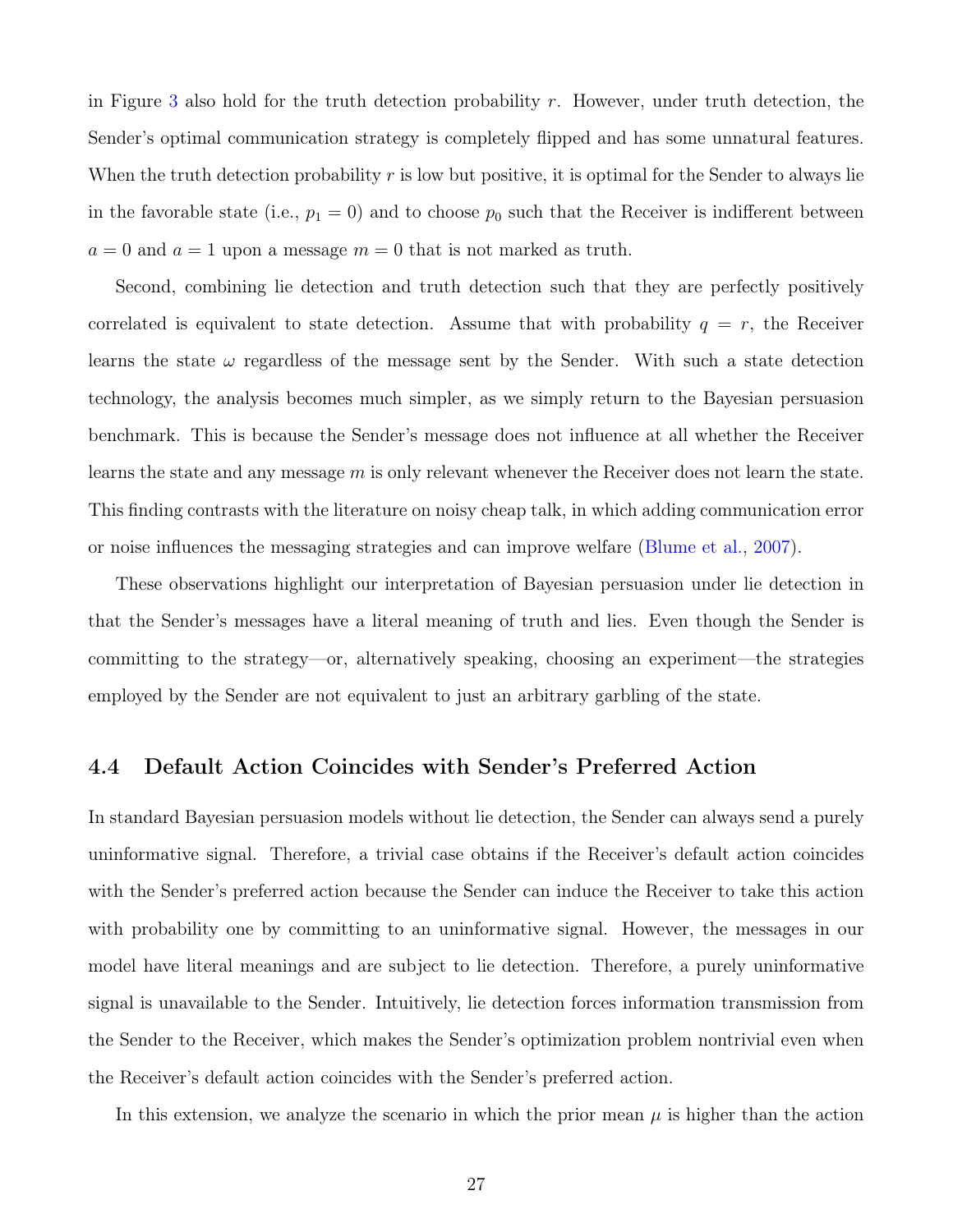in Figure 3 also hold for the truth detection probability $r$. However, under truth detection, the Sender's optimal communication strategy is completely flipped and has some unnatural features. When the truth detection probability $r$ is low but positive, it is optimal for the Sender to always lie in the favorable state (i.e., $p_1 = 0$) and to choose $p_0$ such that the Receiver is indifferent between $a = 0$ and $a = 1$ upon a message $m = 0$ that is not marked as truth.

Second, combining lie detection and truth detection such that they are perfectly positively correlated is equivalent to state detection. Assume that with probability $q = r$, the Receiver learns the state $\omega$ regardless of the message sent by the Sender. With such a state detection technology, the analysis becomes much simpler, as we simply return to the Bayesian persuasion benchmark. This is because the Sender's message does not influence at all whether the Receiver learns the state and any message $m$ is only relevant whenever the Receiver does not learn the state. This finding contrasts with the literature on noisy cheap talk, in which adding communication error or noise influences the messaging strategies and can improve welfare (Blume et al., 2007).

These observations highlight our interpretation of Bayesian persuasion under lie detection in that the Sender's messages have a literal meaning of truth and lies. Even though the Sender is committing to the strategy—or, alternatively speaking, choosing an experiment—the strategies employed by the Sender are not equivalent to just an arbitrary garbling of the state.

## 4.4 Default Action Coincides with Sender's Preferred Action

In standard Bayesian persuasion models without lie detection, the Sender can always send a purely uninformative signal. Therefore, a trivial case obtains if the Receiver's default action coincides with the Sender's preferred action because the Sender can induce the Receiver to take this action with probability one by committing to an uninformative signal. However, the messages in our model have literal meanings and are subject to lie detection. Therefore, a purely uninformative signal is unavailable to the Sender. Intuitively, lie detection forces information transmission from the Sender to the Receiver, which makes the Sender's optimization problem nontrivial even when the Receiver's default action coincides with the Sender's preferred action.

In this extension, we analyze the scenario in which the prior mean $\mu$ is higher than the action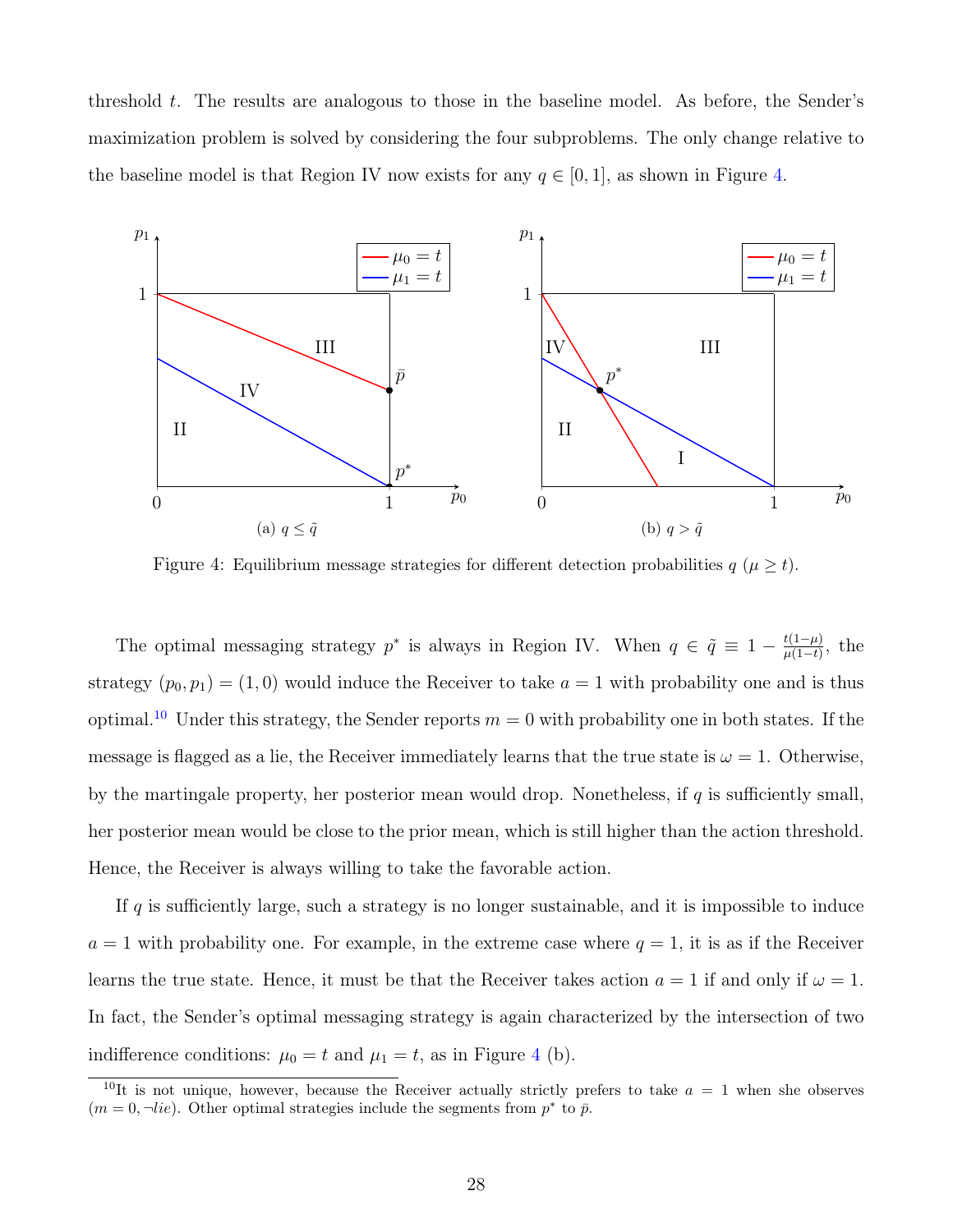threshold $t$. The results are analogous to those in the baseline model. As before, the Sender's maximization problem is solved by considering the four subproblems. The only change relative to the baseline model is that Region IV now exists for any $q \in [0, 1]$, as shown in Figure 4.

(a) $q \leq \tilde{q}$

(b) $q > \tilde{q}$

Figure 4: Equilibrium message strategies for different detection probabilities $q$ ($\mu \geq t$).

The optimal messaging strategy $p^*$ is always in Region IV. When $q \in \tilde{q} \equiv 1 - \frac{t(1-\mu)}{\mu(1-t)}$, the strategy $(p_0, p_1) = (1, 0)$ would induce the Receiver to take $a = 1$ with probability one and is thus optimal.[10] Under this strategy, the Sender reports $m = 0$ with probability one in both states. If the message is flagged as a lie, the Receiver immediately learns that the true state is $\omega = 1$. Otherwise, by the martingale property, her posterior mean would drop. Nonetheless, if $q$ is sufficiently small, her posterior mean would be close to the prior mean, which is still higher than the action threshold. Hence, the Receiver is always willing to take the favorable action.

If $q$ is sufficiently large, such a strategy is no longer sustainable, and it is impossible to induce $a = 1$ with probability one. For example, in the extreme case where $q = 1$, it is as if the Receiver learns the true state. Hence, it must be that the Receiver takes action $a = 1$ if and only if $\omega = 1$. In fact, the Sender's optimal messaging strategy is again characterized by the intersection of two indifference conditions: $\mu_0 = t$ and $\mu_1 = t$, as in Figure 4 (b).

[10] It is not unique, however, because the Receiver actually strictly prefers to take $a = 1$ when she observes $(m = 0, \neg lie)$. Other optimal strategies include the segments from $p^*$ to $\bar{p}$.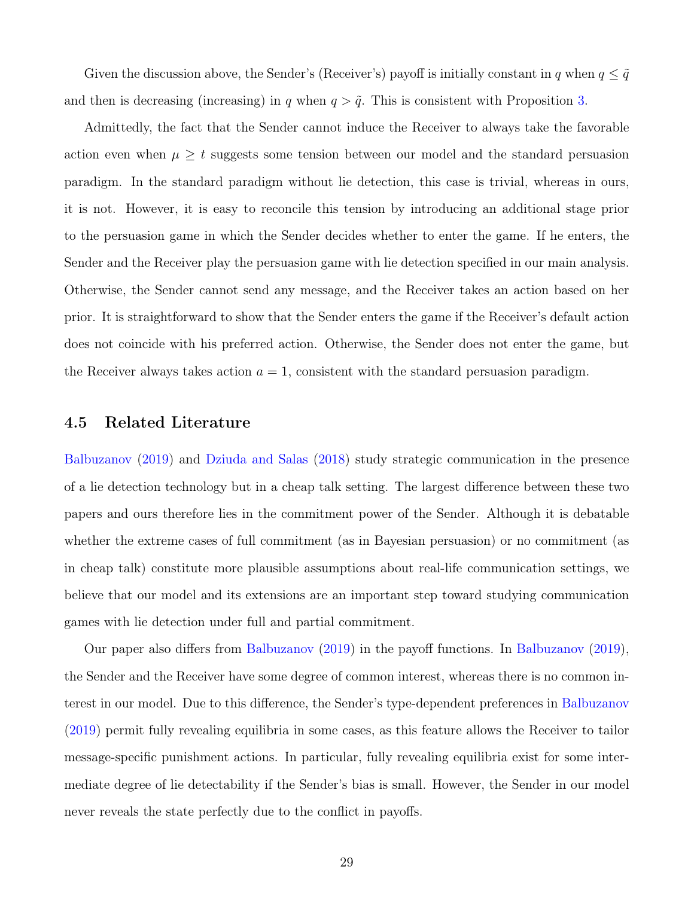Given the discussion above, the Sender's (Receiver's) payoff is initially constant in $q$ when $q \leq \tilde{q}$ and then is decreasing (increasing) in $q$ when $q > \tilde{q}$. This is consistent with Proposition 3.

Admittedly, the fact that the Sender cannot induce the Receiver to always take the favorable action even when $\mu \geq t$ suggests some tension between our model and the standard persuasion paradigm. In the standard paradigm without lie detection, this case is trivial, whereas in ours, it is not. However, it is easy to reconcile this tension by introducing an additional stage prior to the persuasion game in which the Sender decides whether to enter the game. If he enters, the Sender and the Receiver play the persuasion game with lie detection specified in our main analysis. Otherwise, the Sender cannot send any message, and the Receiver takes an action based on her prior. It is straightforward to show that the Sender enters the game if the Receiver's default action does not coincide with his preferred action. Otherwise, the Sender does not enter the game, but the Receiver always takes action $a = 1$, consistent with the standard persuasion paradigm.

### 4.5 Related Literature

Balbuzanov (2019) and Dziuda and Salas (2018) study strategic communication in the presence of a lie detection technology but in a cheap talk setting. The largest difference between these two papers and ours therefore lies in the commitment power of the Sender. Although it is debatable whether the extreme cases of full commitment (as in Bayesian persuasion) or no commitment (as in cheap talk) constitute more plausible assumptions about real-life communication settings, we believe that our model and its extensions are an important step toward studying communication games with lie detection under full and partial commitment.

Our paper also differs from Balbuzanov (2019) in the payoff functions. In Balbuzanov (2019), the Sender and the Receiver have some degree of common interest, whereas there is no common interest in our model. Due to this difference, the Sender's type-dependent preferences in Balbuzanov (2019) permit fully revealing equilibria in some cases, as this feature allows the Receiver to tailor message-specific punishment actions. In particular, fully revealing equilibria exist for some intermediate degree of lie detectability if the Sender's bias is small. However, the Sender in our model never reveals the state perfectly due to the conflict in payoffs.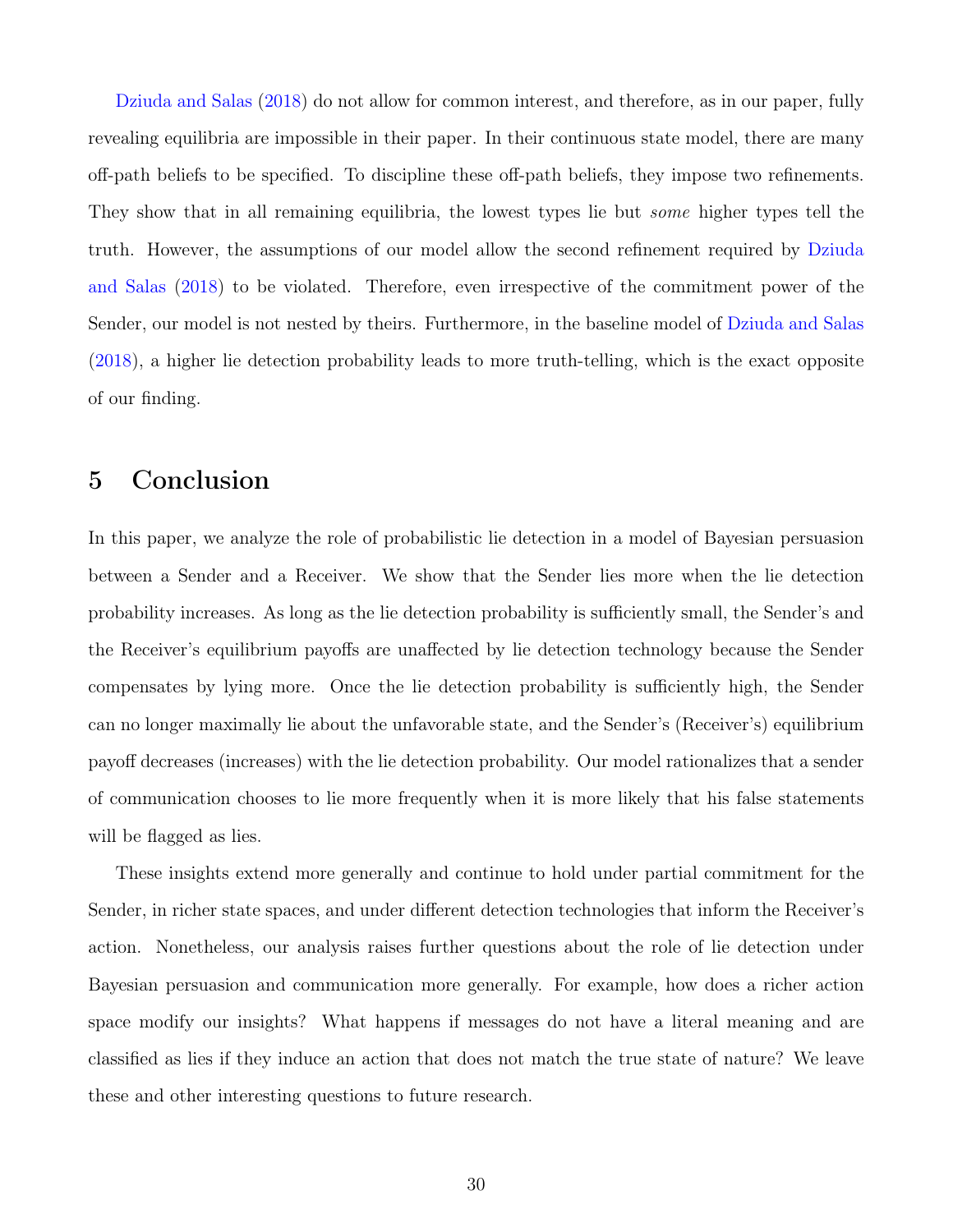Dziuda and Salas (2018) do not allow for common interest, and therefore, as in our paper, fully revealing equilibria are impossible in their paper. In their continuous state model, there are many off-path beliefs to be specified. To discipline these off-path beliefs, they impose two refinements. They show that in all remaining equilibria, the lowest types lie but *some* higher types tell the truth. However, the assumptions of our model allow the second refinement required by Dziuda and Salas (2018) to be violated. Therefore, even irrespective of the commitment power of the Sender, our model is not nested by theirs. Furthermore, in the baseline model of Dziuda and Salas (2018), a higher lie detection probability leads to more truth-telling, which is the exact opposite of our finding.

# 5 Conclusion

In this paper, we analyze the role of probabilistic lie detection in a model of Bayesian persuasion between a Sender and a Receiver. We show that the Sender lies more when the lie detection probability increases. As long as the lie detection probability is sufficiently small, the Sender's and the Receiver's equilibrium payoffs are unaffected by lie detection technology because the Sender compensates by lying more. Once the lie detection probability is sufficiently high, the Sender can no longer maximally lie about the unfavorable state, and the Sender's (Receiver's) equilibrium payoff decreases (increases) with the lie detection probability. Our model rationalizes that a sender of communication chooses to lie more frequently when it is more likely that his false statements will be flagged as lies.

These insights extend more generally and continue to hold under partial commitment for the Sender, in richer state spaces, and under different detection technologies that inform the Receiver's action. Nonetheless, our analysis raises further questions about the role of lie detection under Bayesian persuasion and communication more generally. For example, how does a richer action space modify our insights? What happens if messages do not have a literal meaning and are classified as lies if they induce an action that does not match the true state of nature? We leave these and other interesting questions to future research.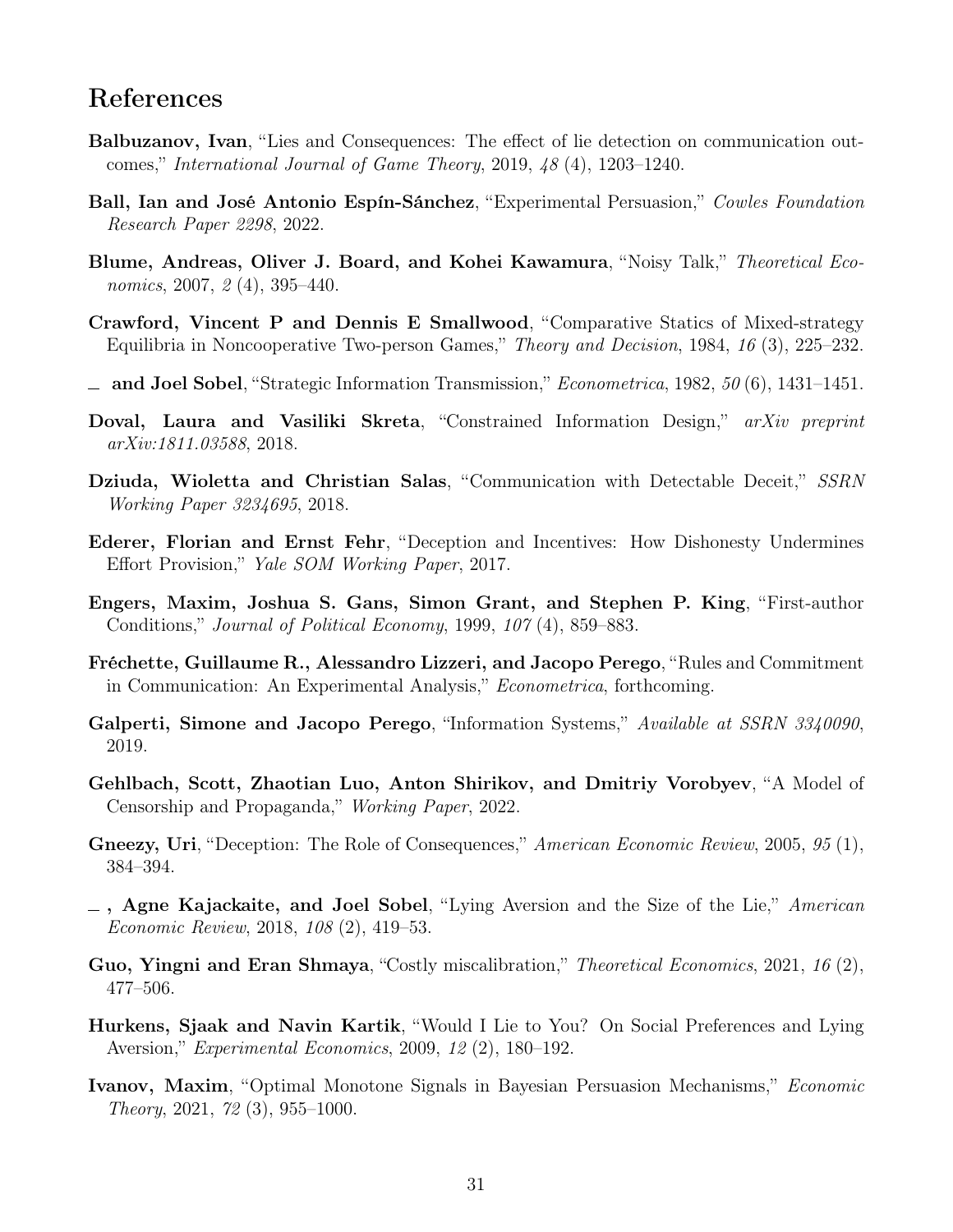# References

**Balbuzanov, Ivan**, "Lies and Consequences: The effect of lie detection on communication outcomes," *International Journal of Game Theory*, 2019, *48* (4), 1203–1240.

**Ball, Ian and José Antonio Espín-Sánchez**, "Experimental Persuasion," *Cowles Foundation Research Paper 2298*, 2022.

**Blume, Andreas, Oliver J. Board, and Kohei Kawamura**, "Noisy Talk," *Theoretical Economics*, 2007, *2* (4), 395–440.

**Crawford, Vincent P and Dennis E Smallwood**, "Comparative Statics of Mixed-strategy Equilibria in Noncooperative Two-person Games," *Theory and Decision*, 1984, *16* (3), 225–232.

\_ **and Joel Sobel**, "Strategic Information Transmission," *Econometrica*, 1982, *50* (6), 1431–1451.

**Doval, Laura and Vasiliki Skreta**, "Constrained Information Design," *arXiv preprint arXiv:1811.03588*, 2018.

**Dziuda, Wioletta and Christian Salas**, "Communication with Detectable Deceit," *SSRN Working Paper 3234695*, 2018.

**Ederer, Florian and Ernst Fehr**, "Deception and Incentives: How Dishonesty Undermines Effort Provision," *Yale SOM Working Paper*, 2017.

**Engers, Maxim, Joshua S. Gans, Simon Grant, and Stephen P. King**, "First-author Conditions," *Journal of Political Economy*, 1999, *107* (4), 859–883.

**Fréchette, Guillaume R., Alessandro Lizzeri, and Jacopo Perego**, "Rules and Commitment in Communication: An Experimental Analysis," *Econometrica*, forthcoming.

**Galperti, Simone and Jacopo Perego**, "Information Systems," *Available at SSRN 3340090*, 2019.

**Gehlbach, Scott, Zhaotian Luo, Anton Shirikov, and Dmitriy Vorobyev**, "A Model of Censorship and Propaganda," *Working Paper*, 2022.

**Gneezy, Uri**, "Deception: The Role of Consequences," *American Economic Review*, 2005, *95* (1), 384–394.

\_ **, Agne Kajackaite, and Joel Sobel**, "Lying Aversion and the Size of the Lie," *American Economic Review*, 2018, *108* (2), 419–53.

**Guo, Yingni and Eran Shmaya**, "Costly miscalibration," *Theoretical Economics*, 2021, *16* (2), 477–506.

**Hurkens, Sjaak and Navin Kartik**, "Would I Lie to You? On Social Preferences and Lying Aversion," *Experimental Economics*, 2009, *12* (2), 180–192.

**Ivanov, Maxim**, "Optimal Monotone Signals in Bayesian Persuasion Mechanisms," *Economic Theory*, 2021, *72* (3), 955–1000.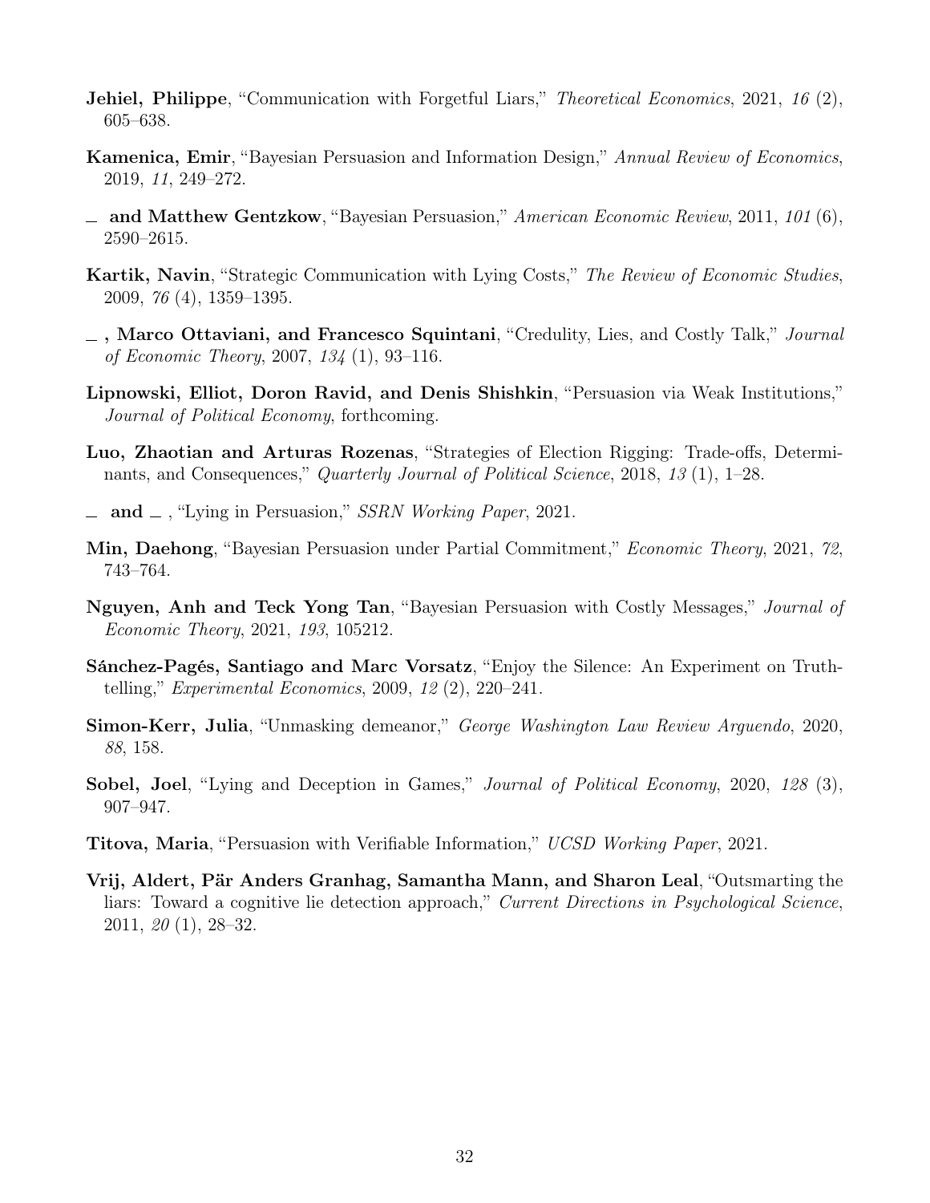**Jehiel, Philippe**, "Communication with Forgetful Liars," *Theoretical Economics*, 2021, *16* (2), 605–638.

**Kamenica, Emir**, "Bayesian Persuasion and Information Design," *Annual Review of Economics*, 2019, *11*, 249–272.

**_ and Matthew Gentzkow**, "Bayesian Persuasion," *American Economic Review*, 2011, *101* (6), 2590–2615.

**Kartik, Navin**, "Strategic Communication with Lying Costs," *The Review of Economic Studies*, 2009, *76* (4), 1359–1395.

**_ , Marco Ottaviani, and Francesco Squintani**, "Credulity, Lies, and Costly Talk," *Journal of Economic Theory*, 2007, *134* (1), 93–116.

**Lipnowski, Elliot, Doron Ravid, and Denis Shishkin**, "Persuasion via Weak Institutions," *Journal of Political Economy*, forthcoming.

**Luo, Zhaotian and Arturas Rozenas**, "Strategies of Election Rigging: Trade-offs, Determinants, and Consequences," *Quarterly Journal of Political Science*, 2018, *13* (1), 1–28.

**_ and _** , "Lying in Persuasion," *SSRN Working Paper*, 2021.

**Min, Daehong**, "Bayesian Persuasion under Partial Commitment," *Economic Theory*, 2021, *72*, 743–764.

**Nguyen, Anh and Teck Yong Tan**, "Bayesian Persuasion with Costly Messages," *Journal of Economic Theory*, 2021, *193*, 105212.

**Sánchez-Pagés, Santiago and Marc Vorsatz**, "Enjoy the Silence: An Experiment on Truth-telling," *Experimental Economics*, 2009, *12* (2), 220–241.

**Simon-Kerr, Julia**, "Unmasking demeanor," *George Washington Law Review Arguendo*, 2020, *88*, 158.

**Sobel, Joel**, "Lying and Deception in Games," *Journal of Political Economy*, 2020, *128* (3), 907–947.

**Titova, Maria**, "Persuasion with Verifiable Information," *UCSD Working Paper*, 2021.

**Vrij, Aldert, Pär Anders Granhag, Samantha Mann, and Sharon Leal**, "Outsmarting the liars: Toward a cognitive lie detection approach," *Current Directions in Psychological Science*, 2011, *20* (1), 28–32.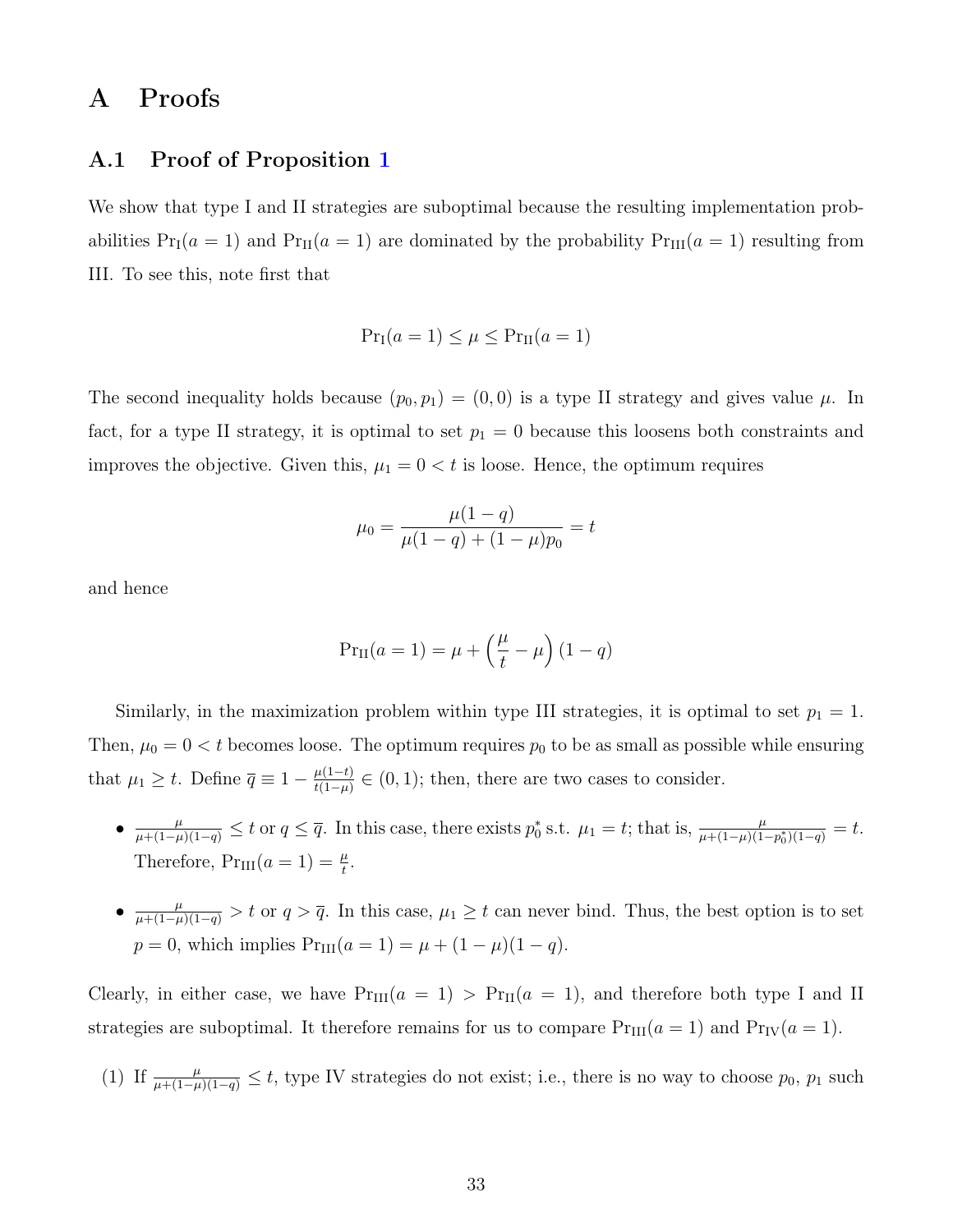# A Proofs

## A.1 Proof of Proposition 1

We show that type I and II strategies are suboptimal because the resulting implementation probabilities $\Pr_{\text{I}}(a = 1)$ and $\Pr_{\text{II}}(a = 1)$ are dominated by the probability $\Pr_{\text{III}}(a = 1)$ resulting from III. To see this, note first that

$$\Pr_{\text{I}}(a = 1) \leq \mu \leq \Pr_{\text{II}}(a = 1)$$

The second inequality holds because $(p_0, p_1) = (0, 0)$ is a type II strategy and gives value $\mu$. In fact, for a type II strategy, it is optimal to set $p_1 = 0$ because this loosens both constraints and improves the objective. Given this, $\mu_1 = 0 < t$ is loose. Hence, the optimum requires

$$\mu_0 = \frac{\mu(1-q)}{\mu(1-q) + (1-\mu)p_0} = t$$

and hence

$$\Pr_{\text{II}}(a = 1) = \mu + \left(\frac{\mu}{t} - \mu\right)(1-q)$$

Similarly, in the maximization problem within type III strategies, it is optimal to set $p_1 = 1$. Then, $\mu_0 = 0 < t$ becomes loose. The optimum requires $p_0$ to be as small as possible while ensuring that $\mu_1 \geq t$. Define $\overline{q} \equiv 1 - \frac{\mu(1-t)}{t(1-\mu)} \in (0, 1)$; then, there are two cases to consider.

- $\frac{\mu}{\mu+(1-\mu)(1-q)} \leq t$ or $q \leq \overline{q}$. In this case, there exists $p_0^*$ s.t. $\mu_1 = t$; that is, $\frac{\mu}{\mu+(1-\mu)(1-p_0^*)(1-q)} = t$. Therefore, $\Pr_{\text{III}}(a = 1) = \frac{\mu}{t}$.
- $\frac{\mu}{\mu+(1-\mu)(1-q)} > t$ or $q > \overline{q}$. In this case, $\mu_1 \geq t$ can never bind. Thus, the best option is to set $p = 0$, which implies $\Pr_{\text{III}}(a = 1) = \mu + (1-\mu)(1-q)$.

Clearly, in either case, we have $\Pr_{\text{III}}(a = 1) > \Pr_{\text{II}}(a = 1)$, and therefore both type I and II strategies are suboptimal. It therefore remains for us to compare $\Pr_{\text{III}}(a = 1)$ and $\Pr_{\text{IV}}(a = 1)$.

(1) If $\frac{\mu}{\mu+(1-\mu)(1-q)} \leq t$, type IV strategies do not exist; i.e., there is no way to choose $p_0$, $p_1$ such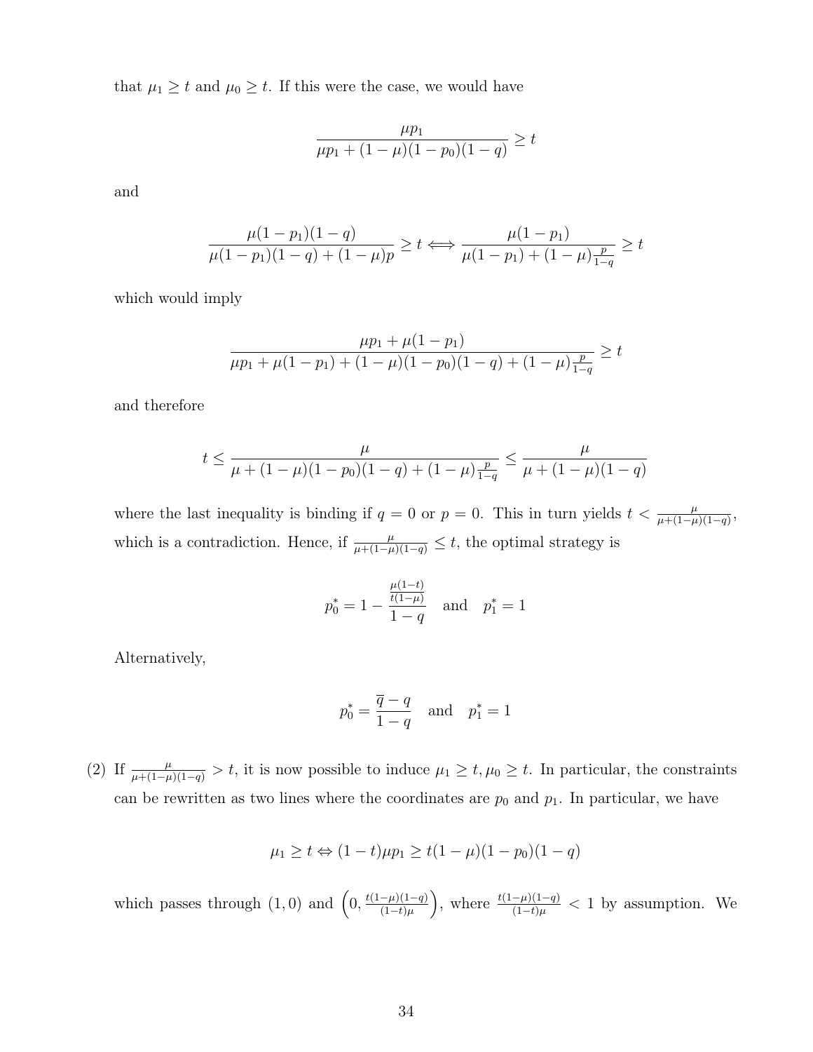that $\mu_1 \geq t$ and $\mu_0 \geq t$. If this were the case, we would have

$$\frac{\mu p_1}{\mu p_1 + (1-\mu)(1-p_0)(1-q)} \geq t$$

and

$$\frac{\mu(1-p_1)(1-q)}{\mu(1-p_1)(1-q) + (1-\mu)p} \geq t \Longleftrightarrow \frac{\mu(1-p_1)}{\mu(1-p_1) + (1-\mu)\frac{p}{1-q}} \geq t$$

which would imply

$$\frac{\mu p_1 + \mu(1-p_1)}{\mu p_1 + \mu(1-p_1) + (1-\mu)(1-p_0)(1-q) + (1-\mu)\frac{p}{1-q}} \geq t$$

and therefore

$$t \leq \frac{\mu}{\mu + (1-\mu)(1-p_0)(1-q) + (1-\mu)\frac{p}{1-q}} \leq \frac{\mu}{\mu + (1-\mu)(1-q)}$$

where the last inequality is binding if $q = 0$ or $p = 0$. This in turn yields $t < \frac{\mu}{\mu+(1-\mu)(1-q)}$, which is a contradiction. Hence, if $\frac{\mu}{\mu+(1-\mu)(1-q)} \leq t$, the optimal strategy is

$$p_0^* = 1 - \frac{\frac{\mu(1-t)}{t(1-\mu)}}{1-q} \quad \text{and} \quad p_1^* = 1$$

Alternatively,

$$p_0^* = \frac{\overline{q} - q}{1-q} \quad \text{and} \quad p_1^* = 1$$

(2) If $\frac{\mu}{\mu+(1-\mu)(1-q)} > t$, it is now possible to induce $\mu_1 \geq t, \mu_0 \geq t$. In particular, the constraints can be rewritten as two lines where the coordinates are $p_0$ and $p_1$. In particular, we have

$$\mu_1 \geq t \Leftrightarrow (1-t)\mu p_1 \geq t(1-\mu)(1-p_0)(1-q)$$

which passes through $(1, 0)$ and $\left(0, \frac{t(1-\mu)(1-q)}{(1-t)\mu}\right)$, where $\frac{t(1-\mu)(1-q)}{(1-t)\mu} < 1$ by assumption. We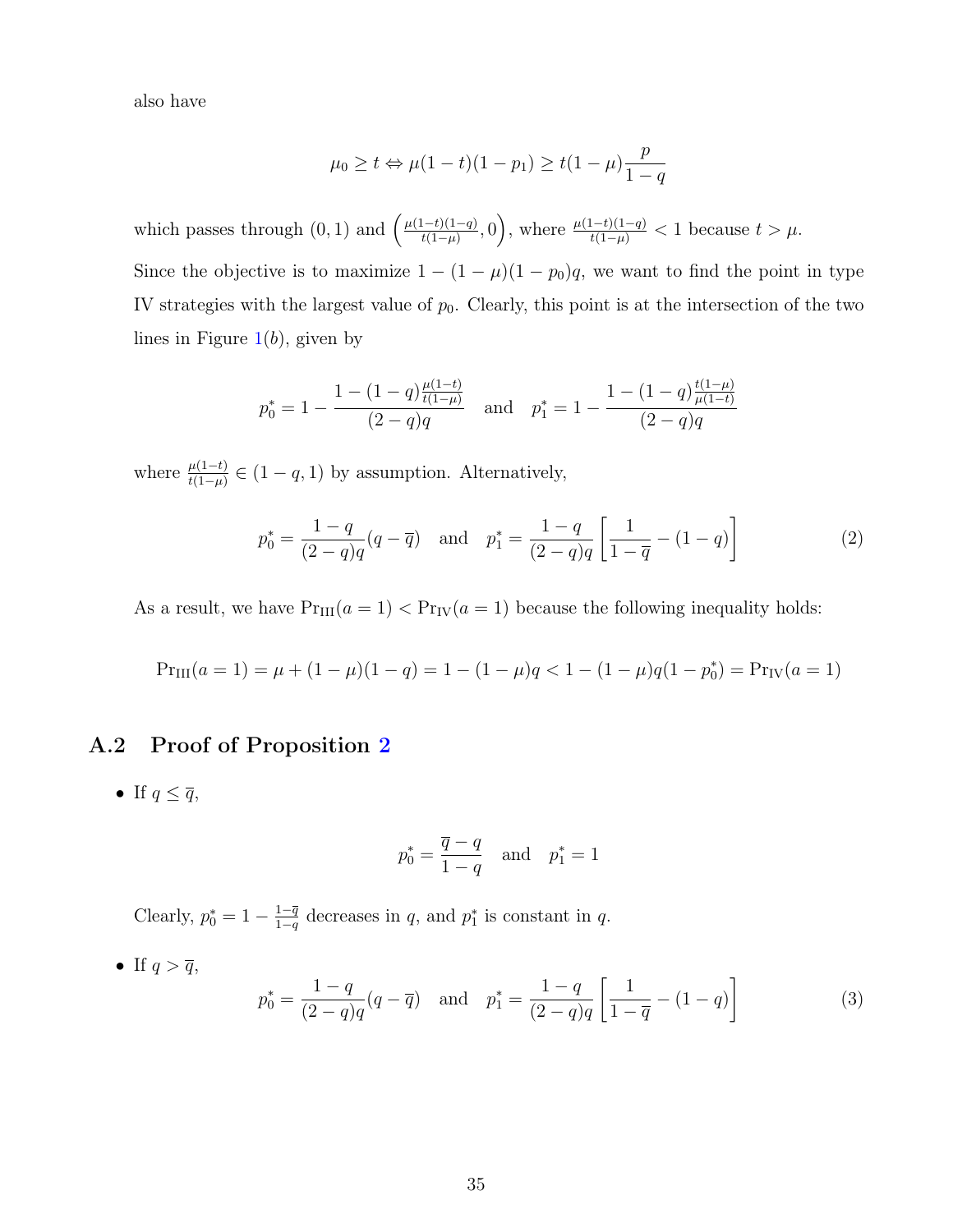also have

$$\mu_0 \geq t \Leftrightarrow \mu(1-t)(1-p_1) \geq t(1-\mu)\frac{p}{1-q}$$

which passes through $(0,1)$ and $\left(\frac{\mu(1-t)(1-q)}{t(1-\mu)}, 0\right)$, where $\frac{\mu(1-t)(1-q)}{t(1-\mu)} < 1$ because $t > \mu$.

Since the objective is to maximize $1-(1-\mu)(1-p_0)q$, we want to find the point in type IV strategies with the largest value of $p_0$. Clearly, this point is at the intersection of the two lines in Figure 1(*b*), given by

$$p_0^* = 1 - \frac{1-(1-q)\frac{\mu(1-t)}{t(1-\mu)}}{(2-q)q} \quad \text{and} \quad p_1^* = 1 - \frac{1-(1-q)\frac{t(1-\mu)}{\mu(1-t)}}{(2-q)q}$$

where $\frac{\mu(1-t)}{t(1-\mu)} \in (1-q, 1)$ by assumption. Alternatively,

$$p_0^* = \frac{1-q}{(2-q)q}(q-\overline{q}) \quad \text{and} \quad p_1^* = \frac{1-q}{(2-q)q}\left[\frac{1}{1-\overline{q}} - (1-q)\right] \tag{2}$$

As a result, we have $\Pr_{\text{III}}(a=1) < \Pr_{\text{IV}}(a=1)$ because the following inequality holds:

$$\Pr_{\text{III}}(a=1) = \mu + (1-\mu)(1-q) = 1-(1-\mu)q < 1-(1-\mu)q(1-p_0^*) = \Pr_{\text{IV}}(a=1)$$

## A.2 Proof of Proposition 2

- If $q \leq \overline{q}$,

$$p_0^* = \frac{\overline{q}-q}{1-q} \quad \text{and} \quad p_1^* = 1$$

Clearly, $p_0^* = 1 - \frac{1-\overline{q}}{1-q}$ decreases in $q$, and $p_1^*$ is constant in $q$.

- If $q > \overline{q}$,

$$p_0^* = \frac{1-q}{(2-q)q}(q-\overline{q}) \quad \text{and} \quad p_1^* = \frac{1-q}{(2-q)q}\left[\frac{1}{1-\overline{q}} - (1-q)\right] \tag{3}$$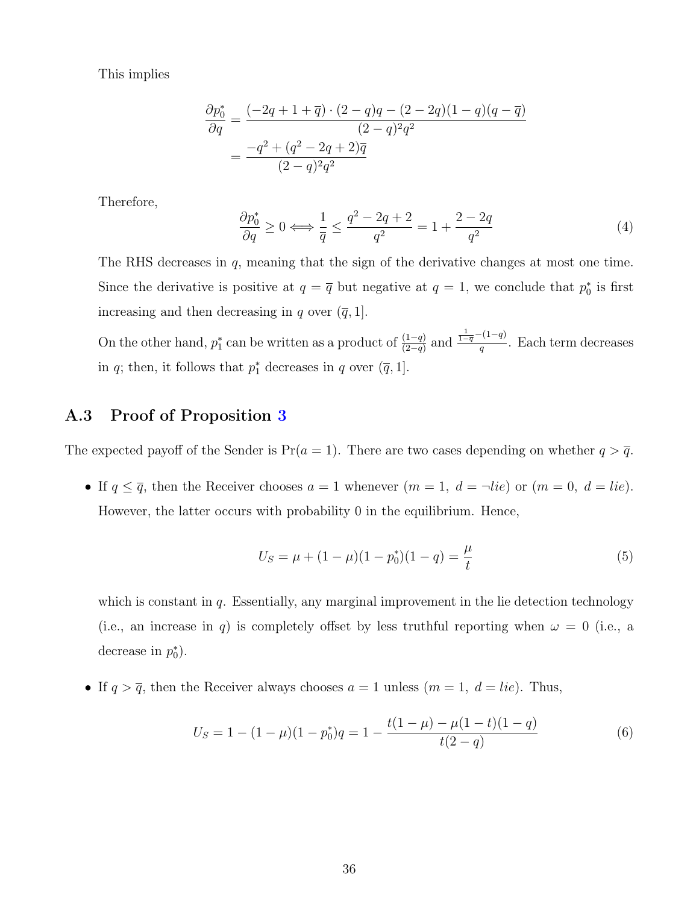This implies

$$
\begin{aligned}
\frac{\partial p_0^*}{\partial q} &= \frac{(-2q+1+\overline{q})\cdot(2-q)q-(2-2q)(1-q)(q-\overline{q})}{(2-q)^2q^2} \\
&= \frac{-q^2+(q^2-2q+2)\overline{q}}{(2-q)^2q^2}
\end{aligned}
$$

Therefore,

$$
\frac{\partial p_0^*}{\partial q} \geq 0 \iff \frac{1}{\overline{q}} \leq \frac{q^2-2q+2}{q^2} = 1+\frac{2-2q}{q^2} \tag{4}
$$

The RHS decreases in $q$, meaning that the sign of the derivative changes at most one time. Since the derivative is positive at $q=\overline{q}$ but negative at $q=1$, we conclude that $p_0^*$ is first increasing and then decreasing in $q$ over $(\overline{q},1]$.

On the other hand, $p_1^*$ can be written as a product of $\frac{(1-q)}{(2-q)}$ and $\frac{\frac{1}{1-\overline{q}}-(1-q)}{q}$. Each term decreases in $q$; then, it follows that $p_1^*$ decreases in $q$ over $(\overline{q},1]$.

## A.3 Proof of Proposition 3

The expected payoff of the Sender is $\Pr(a=1)$. There are two cases depending on whether $q>\overline{q}$.

- If $q \leq \overline{q}$, then the Receiver chooses $a=1$ whenever $(m=1,\ d=\neg lie)$ or $(m=0,\ d=lie)$. However, the latter occurs with probability 0 in the equilibrium. Hence,

$$
U_S = \mu + (1-\mu)(1-p_0^*)(1-q) = \frac{\mu}{t} \tag{5}
$$

  which is constant in $q$. Essentially, any marginal improvement in the lie detection technology (i.e., an increase in $q$) is completely offset by less truthful reporting when $\omega=0$ (i.e., a decrease in $p_0^*$).

- If $q > \overline{q}$, then the Receiver always chooses $a=1$ unless $(m=1,\ d=lie)$. Thus,

$$
U_S = 1-(1-\mu)(1-p_0^*)q = 1-\frac{t(1-\mu)-\mu(1-t)(1-q)}{t(2-q)} \tag{6}
$$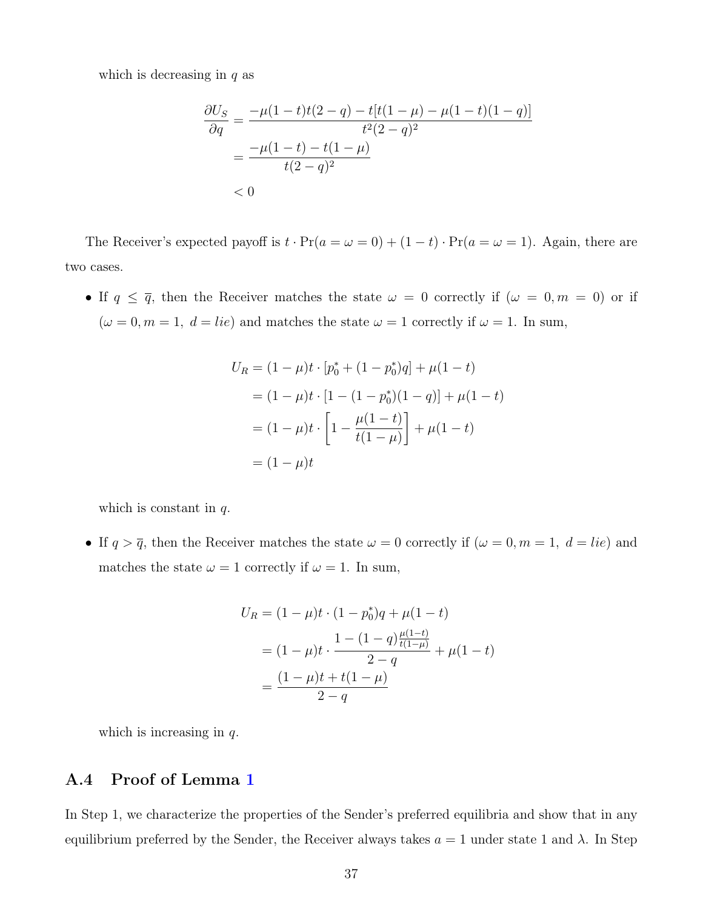which is decreasing in $q$ as

$$
\begin{aligned}
\frac{\partial U_S}{\partial q} &= \frac{-\mu(1-t)t(2-q) - t[t(1-\mu) - \mu(1-t)(1-q)]}{t^2(2-q)^2} \\
&= \frac{-\mu(1-t) - t(1-\mu)}{t(2-q)^2} \\
&< 0
\end{aligned}
$$

The Receiver's expected payoff is $t \cdot \Pr(a = \omega = 0) + (1-t) \cdot \Pr(a = \omega = 1)$. Again, there are two cases.

- If $q \leq \overline{q}$, then the Receiver matches the state $\omega = 0$ correctly if $(\omega = 0, m = 0)$ or if $(\omega = 0, m = 1,\ d = lie)$ and matches the state $\omega = 1$ correctly if $\omega = 1$. In sum,

$$
\begin{aligned}
U_R &= (1-\mu)t \cdot [p_0^* + (1-p_0^*)q] + \mu(1-t) \\
&= (1-\mu)t \cdot [1 - (1-p_0^*)(1-q)] + \mu(1-t) \\
&= (1-\mu)t \cdot \left[1 - \frac{\mu(1-t)}{t(1-\mu)}\right] + \mu(1-t) \\
&= (1-\mu)t
\end{aligned}
$$

  which is constant in $q$.

- If $q > \overline{q}$, then the Receiver matches the state $\omega = 0$ correctly if $(\omega = 0, m = 1,\ d = lie)$ and matches the state $\omega = 1$ correctly if $\omega = 1$. In sum,

$$
\begin{aligned}
U_R &= (1-\mu)t \cdot (1-p_0^*)q + \mu(1-t) \\
&= (1-\mu)t \cdot \frac{1 - (1-q)\frac{\mu(1-t)}{t(1-\mu)}}{2-q} + \mu(1-t) \\
&= \frac{(1-\mu)t + t(1-\mu)}{2-q}
\end{aligned}
$$

  which is increasing in $q$.

## A.4 Proof of Lemma 1

In Step 1, we characterize the properties of the Sender's preferred equilibria and show that in any equilibrium preferred by the Sender, the Receiver always takes $a = 1$ under state 1 and $\lambda$. In Step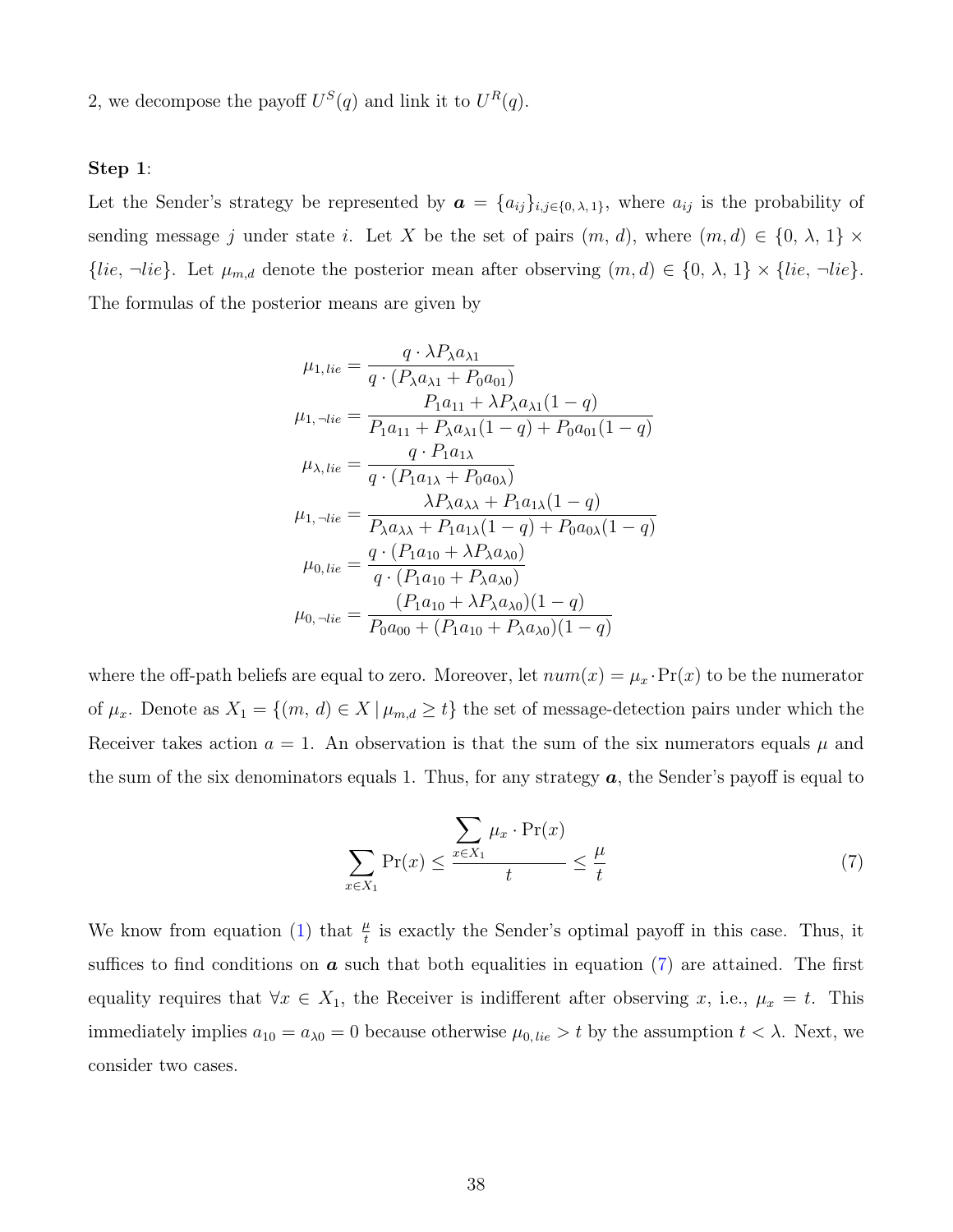2, we decompose the payoff $U^S(q)$ and link it to $U^R(q)$.

**Step 1**:

Let the Sender's strategy be represented by $\boldsymbol{a} = \{a_{ij}\}_{i,j\in\{0,\,\lambda,\,1\}}$, where $a_{ij}$ is the probability of sending message $j$ under state $i$. Let $X$ be the set of pairs $(m,\, d)$, where $(m, d) \in \{0,\, \lambda,\, 1\} \times \{lie,\, \neg lie\}$. Let $\mu_{m,d}$ denote the posterior mean after observing $(m, d) \in \{0,\, \lambda,\, 1\} \times \{lie,\, \neg lie\}$. The formulas of the posterior means are given by

$$
\begin{aligned}
\mu_{1,\,lie} &= \frac{q \cdot \lambda P_\lambda a_{\lambda 1}}{q \cdot (P_\lambda a_{\lambda 1} + P_0 a_{01})} \\
\mu_{1,\,\neg lie} &= \frac{P_1 a_{11} + \lambda P_\lambda a_{\lambda 1}(1-q)}{P_1 a_{11} + P_\lambda a_{\lambda 1}(1-q) + P_0 a_{01}(1-q)} \\
\mu_{\lambda,\,lie} &= \frac{q \cdot P_1 a_{1\lambda}}{q \cdot (P_1 a_{1\lambda} + P_0 a_{0\lambda})} \\
\mu_{1,\,\neg lie} &= \frac{\lambda P_\lambda a_{\lambda\lambda} + P_1 a_{1\lambda}(1-q)}{P_\lambda a_{\lambda\lambda} + P_1 a_{1\lambda}(1-q) + P_0 a_{0\lambda}(1-q)} \\
\mu_{0,\,lie} &= \frac{q \cdot (P_1 a_{10} + \lambda P_\lambda a_{\lambda 0})}{q \cdot (P_1 a_{10} + P_\lambda a_{\lambda 0})} \\
\mu_{0,\,\neg lie} &= \frac{(P_1 a_{10} + \lambda P_\lambda a_{\lambda 0})(1-q)}{P_0 a_{00} + (P_1 a_{10} + P_\lambda a_{\lambda 0})(1-q)}
\end{aligned}
$$

where the off-path beliefs are equal to zero. Moreover, let $num(x) = \mu_x \cdot \Pr(x)$ to be the numerator of $\mu_x$. Denote as $X_1 = \{(m,\, d) \in X \mid \mu_{m,d} \geq t\}$ the set of message-detection pairs under which the Receiver takes action $a = 1$. An observation is that the sum of the six numerators equals $\mu$ and the sum of the six denominators equals 1. Thus, for any strategy $\boldsymbol{a}$, the Sender's payoff is equal to

$$
\sum_{x\in X_1} \Pr(x) \leq \frac{\displaystyle\sum_{x\in X_1} \mu_x \cdot \Pr(x)}{t} \leq \frac{\mu}{t} \tag{7}
$$

We know from equation (1) that $\frac{\mu}{t}$ is exactly the Sender's optimal payoff in this case. Thus, it suffices to find conditions on $\boldsymbol{a}$ such that both equalities in equation (7) are attained. The first equality requires that $\forall x \in X_1$, the Receiver is indifferent after observing $x$, i.e., $\mu_x = t$. This immediately implies $a_{10} = a_{\lambda 0} = 0$ because otherwise $\mu_{0,\,lie} > t$ by the assumption $t < \lambda$. Next, we consider two cases.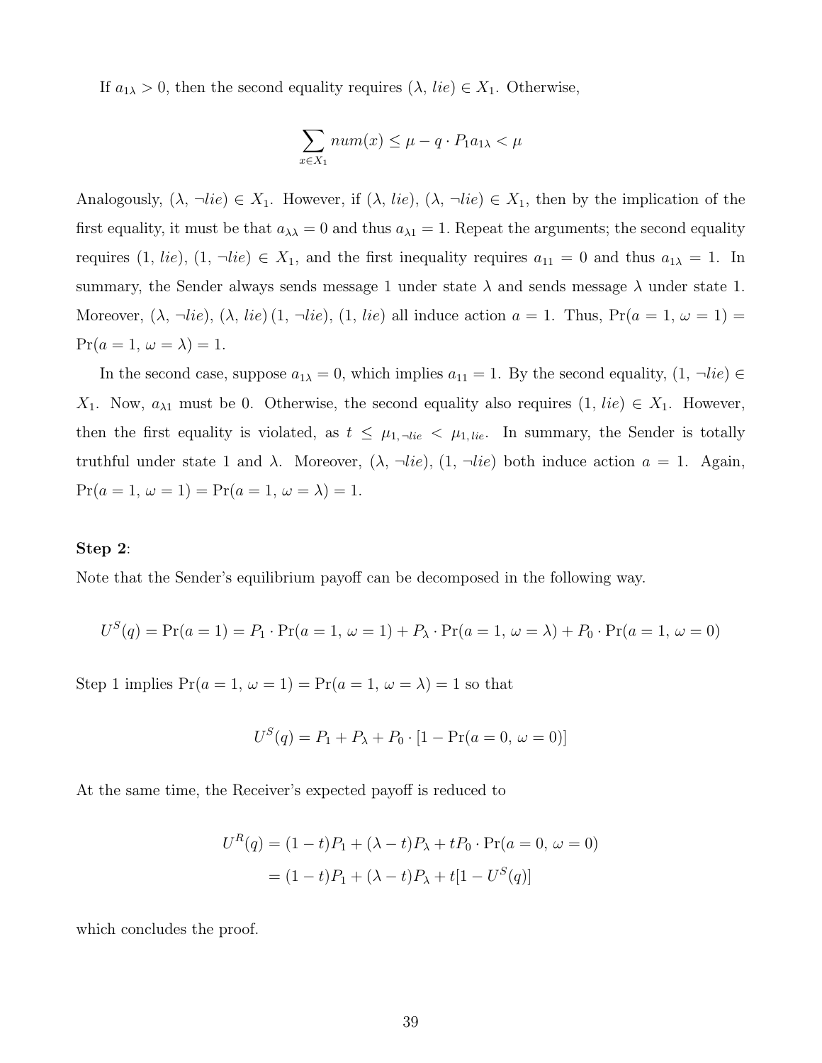If $a_{1\lambda} > 0$, then the second equality requires $(\lambda, \, lie) \in X_1$. Otherwise,

$$\sum_{x \in X_1} num(x) \leq \mu - q \cdot P_1 a_{1\lambda} < \mu$$

Analogously, $(\lambda, \, \neg lie) \in X_1$. However, if $(\lambda, \, lie)$, $(\lambda, \, \neg lie) \in X_1$, then by the implication of the first equality, it must be that $a_{\lambda\lambda} = 0$ and thus $a_{\lambda 1} = 1$. Repeat the arguments; the second equality requires $(1, \, lie)$, $(1, \, \neg lie) \in X_1$, and the first inequality requires $a_{11} = 0$ and thus $a_{1\lambda} = 1$. In summary, the Sender always sends message 1 under state $\lambda$ and sends message $\lambda$ under state 1. Moreover, $(\lambda, \, \neg lie)$, $(\lambda, \, lie)$ $(1, \, \neg lie)$, $(1, \, lie)$ all induce action $a = 1$. Thus, $\Pr(a = 1, \, \omega = 1) = \Pr(a = 1, \, \omega = \lambda) = 1$.

In the second case, suppose $a_{1\lambda} = 0$, which implies $a_{11} = 1$. By the second equality, $(1, \, \neg lie) \in X_1$. Now, $a_{\lambda 1}$ must be 0. Otherwise, the second equality also requires $(1, \, lie) \in X_1$. However, then the first equality is violated, as $t \leq \mu_{1, \neg lie} < \mu_{1, lie}$. In summary, the Sender is totally truthful under state 1 and $\lambda$. Moreover, $(\lambda, \, \neg lie)$, $(1, \, \neg lie)$ both induce action $a = 1$. Again, $\Pr(a = 1, \, \omega = 1) = \Pr(a = 1, \, \omega = \lambda) = 1$.

**Step 2**:

Note that the Sender's equilibrium payoff can be decomposed in the following way.

$$U^S(q) = \Pr(a = 1) = P_1 \cdot \Pr(a = 1, \, \omega = 1) + P_\lambda \cdot \Pr(a = 1, \, \omega = \lambda) + P_0 \cdot \Pr(a = 1, \, \omega = 0)$$

Step 1 implies $\Pr(a = 1, \, \omega = 1) = \Pr(a = 1, \, \omega = \lambda) = 1$ so that

$$U^S(q) = P_1 + P_\lambda + P_0 \cdot [1 - \Pr(a = 0, \, \omega = 0)]$$

At the same time, the Receiver's expected payoff is reduced to

$$\begin{aligned} U^R(q) &= (1 - t)P_1 + (\lambda - t)P_\lambda + tP_0 \cdot \Pr(a = 0, \, \omega = 0) \\ &= (1 - t)P_1 + (\lambda - t)P_\lambda + t[1 - U^S(q)] \end{aligned}$$

which concludes the proof.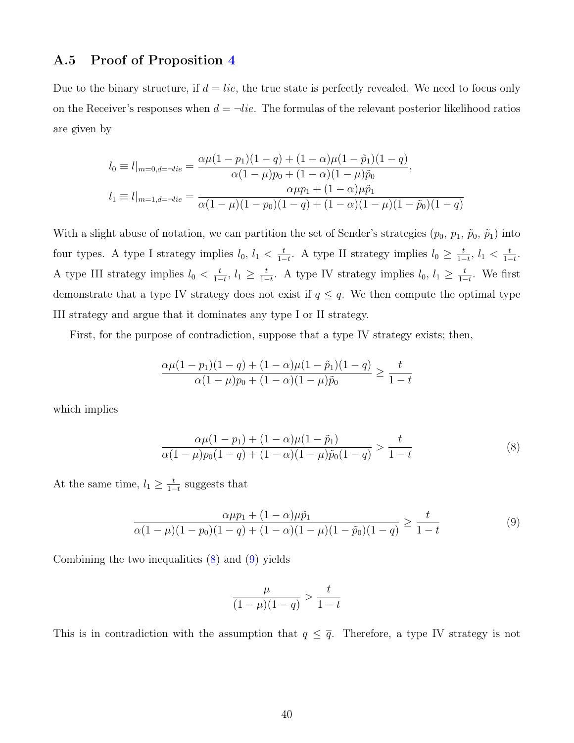### A.5 Proof of Proposition 4

Due to the binary structure, if $d = lie$, the true state is perfectly revealed. We need to focus only on the Receiver's responses when $d = \neg lie$. The formulas of the relevant posterior likelihood ratios are given by

$$
l_0 \equiv l|_{m=0,d=\neg lie} = \frac{\alpha\mu(1-p_1)(1-q) + (1-\alpha)\mu(1-\tilde{p}_1)(1-q)}{\alpha(1-\mu)p_0 + (1-\alpha)(1-\mu)\tilde{p}_0},
$$

$$
l_1 \equiv l|_{m=1,d=\neg lie} = \frac{\alpha\mu p_1 + (1-\alpha)\mu\tilde{p}_1}{\alpha(1-\mu)(1-p_0)(1-q) + (1-\alpha)(1-\mu)(1-\tilde{p}_0)(1-q)}
$$

With a slight abuse of notation, we can partition the set of Sender's strategies $(p_0, p_1, \tilde{p}_0, \tilde{p}_1)$ into four types. A type I strategy implies $l_0, l_1 < \frac{t}{1-t}$. A type II strategy implies $l_0 \geq \frac{t}{1-t}$, $l_1 < \frac{t}{1-t}$. A type III strategy implies $l_0 < \frac{t}{1-t}$, $l_1 \geq \frac{t}{1-t}$. A type IV strategy implies $l_0, l_1 \geq \frac{t}{1-t}$. We first demonstrate that a type IV strategy does not exist if $q \leq \overline{q}$. We then compute the optimal type III strategy and argue that it dominates any type I or II strategy.

First, for the purpose of contradiction, suppose that a type IV strategy exists; then,

$$
\frac{\alpha\mu(1-p_1)(1-q) + (1-\alpha)\mu(1-\tilde{p}_1)(1-q)}{\alpha(1-\mu)p_0 + (1-\alpha)(1-\mu)\tilde{p}_0} \geq \frac{t}{1-t}
$$

which implies

$$
\frac{\alpha\mu(1-p_1) + (1-\alpha)\mu(1-\tilde{p}_1)}{\alpha(1-\mu)p_0(1-q) + (1-\alpha)(1-\mu)\tilde{p}_0(1-q)} > \frac{t}{1-t} \tag{8}
$$

At the same time, $l_1 \geq \frac{t}{1-t}$ suggests that

$$
\frac{\alpha\mu p_1 + (1-\alpha)\mu\tilde{p}_1}{\alpha(1-\mu)(1-p_0)(1-q) + (1-\alpha)(1-\mu)(1-\tilde{p}_0)(1-q)} \geq \frac{t}{1-t} \tag{9}
$$

Combining the two inequalities (8) and (9) yields

$$
\frac{\mu}{(1-\mu)(1-q)} > \frac{t}{1-t}
$$

This is in contradiction with the assumption that $q \leq \overline{q}$. Therefore, a type IV strategy is not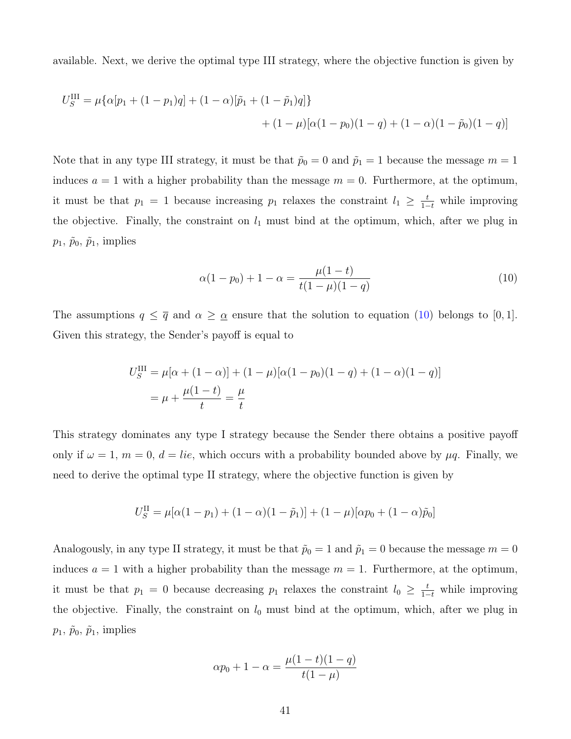available. Next, we derive the optimal type III strategy, where the objective function is given by

$$
\begin{aligned}
U_S^{\text{III}} = \mu\{\alpha[p_1 + (1-p_1)q] + (1-\alpha)[\tilde{p}_1 + (1-\tilde{p}_1)q]\} \\
+ (1-\mu)[\alpha(1-p_0)(1-q) + (1-\alpha)(1-\tilde{p}_0)(1-q)]
\end{aligned}
$$

Note that in any type III strategy, it must be that $\tilde{p}_0 = 0$ and $\tilde{p}_1 = 1$ because the message $m = 1$ induces $a = 1$ with a higher probability than the message $m = 0$. Furthermore, at the optimum, it must be that $p_1 = 1$ because increasing $p_1$ relaxes the constraint $l_1 \geq \frac{t}{1-t}$ while improving the objective. Finally, the constraint on $l_1$ must bind at the optimum, which, after we plug in $p_1$, $\tilde{p}_0$, $\tilde{p}_1$, implies

$$
\alpha(1-p_0) + 1 - \alpha = \frac{\mu(1-t)}{t(1-\mu)(1-q)} \tag{10}
$$

The assumptions $q \leq \overline{q}$ and $\alpha \geq \underline{\alpha}$ ensure that the solution to equation (10) belongs to $[0, 1]$. Given this strategy, the Sender's payoff is equal to

$$
\begin{aligned}
U_S^{\text{III}} &= \mu[\alpha + (1-\alpha)] + (1-\mu)[\alpha(1-p_0)(1-q) + (1-\alpha)(1-q)] \\
&= \mu + \frac{\mu(1-t)}{t} = \frac{\mu}{t}
\end{aligned}
$$

This strategy dominates any type I strategy because the Sender there obtains a positive payoff only if $\omega = 1$, $m = 0$, $d = lie$, which occurs with a probability bounded above by $\mu q$. Finally, we need to derive the optimal type II strategy, where the objective function is given by

$$
U_S^{\text{II}} = \mu[\alpha(1-p_1) + (1-\alpha)(1-\tilde{p}_1)] + (1-\mu)[\alpha p_0 + (1-\alpha)\tilde{p}_0]
$$

Analogously, in any type II strategy, it must be that $\tilde{p}_0 = 1$ and $\tilde{p}_1 = 0$ because the message $m = 0$ induces $a = 1$ with a higher probability than the message $m = 1$. Furthermore, at the optimum, it must be that $p_1 = 0$ because decreasing $p_1$ relaxes the constraint $l_0 \geq \frac{t}{1-t}$ while improving the objective. Finally, the constraint on $l_0$ must bind at the optimum, which, after we plug in $p_1$, $\tilde{p}_0$, $\tilde{p}_1$, implies

$$
\alpha p_0 + 1 - \alpha = \frac{\mu(1-t)(1-q)}{t(1-\mu)}
$$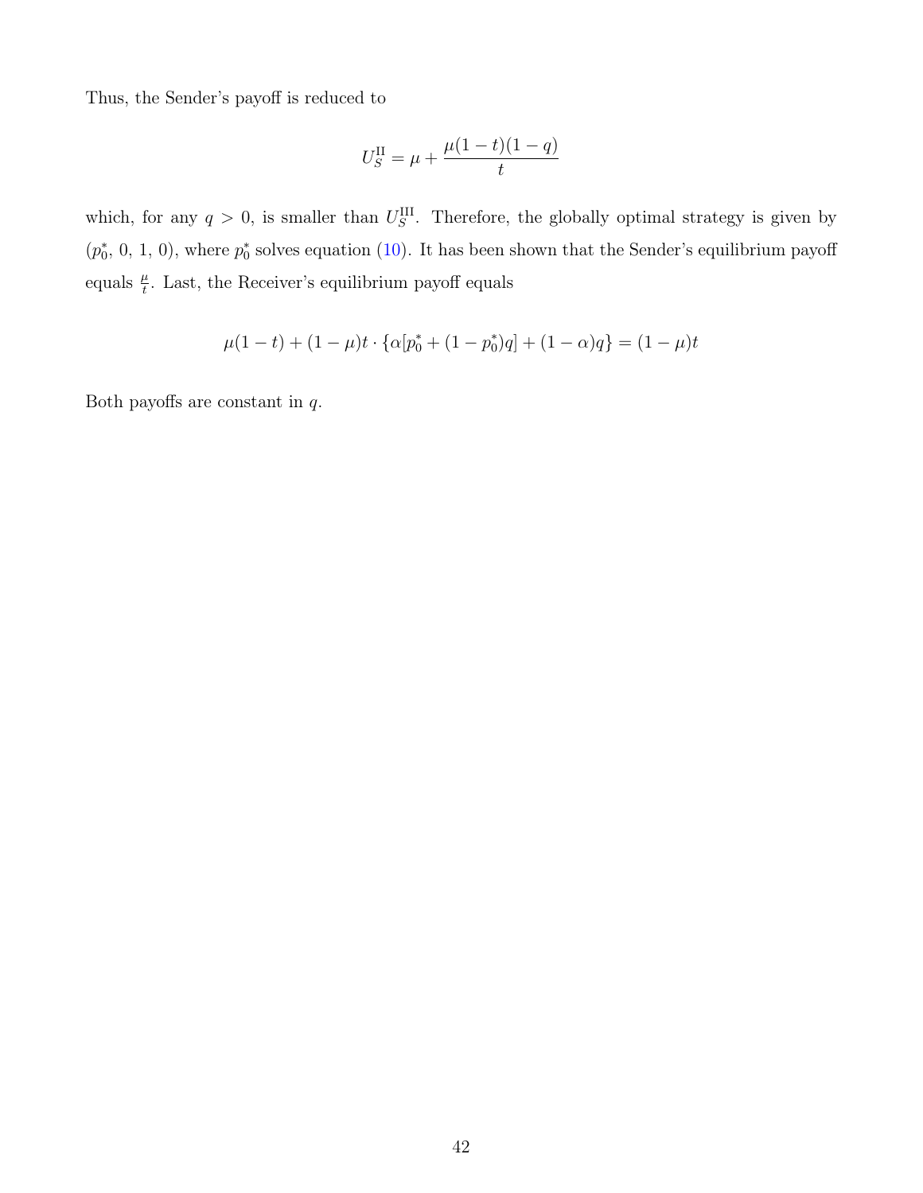Thus, the Sender's payoff is reduced to

$$U_S^{\mathrm{II}} = \mu + \frac{\mu(1-t)(1-q)}{t}$$

which, for any $q > 0$, is smaller than $U_S^{\mathrm{III}}$. Therefore, the globally optimal strategy is given by $(p_0^*, 0, 1, 0)$, where $p_0^*$ solves equation (10). It has been shown that the Sender's equilibrium payoff equals $\frac{\mu}{t}$. Last, the Receiver's equilibrium payoff equals

$$\mu(1-t) + (1-\mu)t \cdot \{\alpha[p_0^* + (1-p_0^*)q] + (1-\alpha)q\} = (1-\mu)t$$

Both payoffs are constant in $q$.